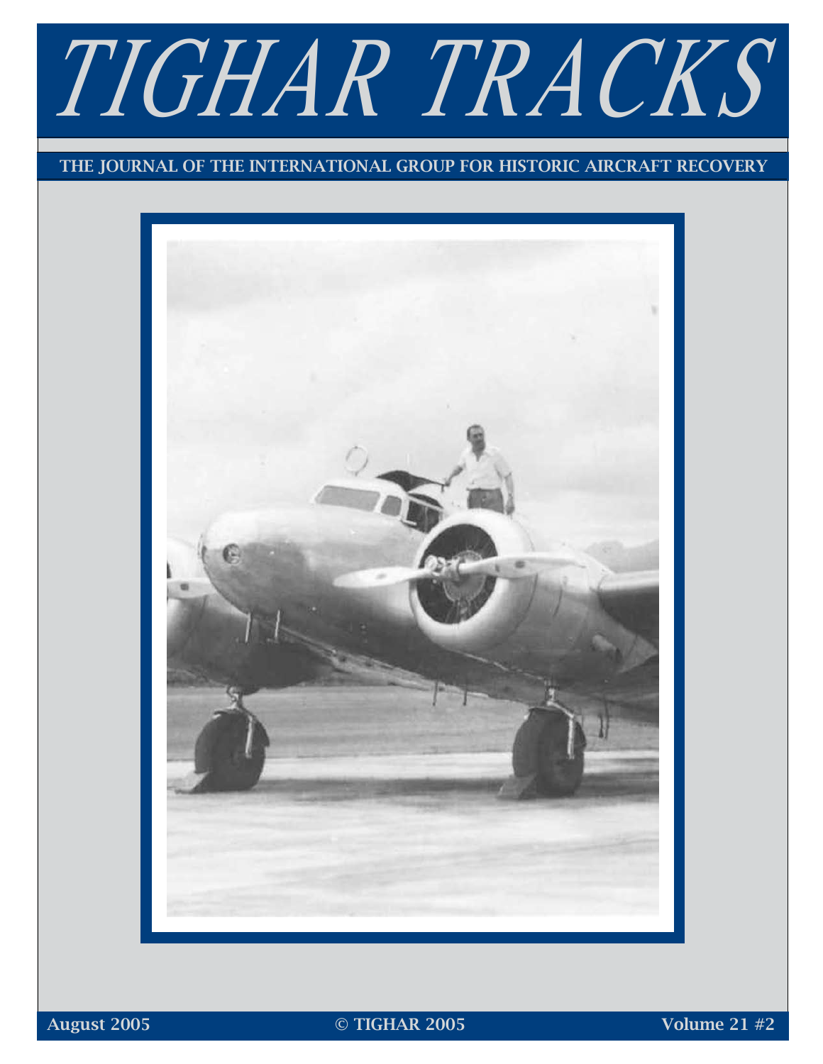# TIGHAR TRACKS

THE JOURNAL OF THE INTERNATIONAL GROUP FOR HISTORIC AIRCRAFT RECOVERY

August 2005 © TIGHAR 2005 Volume 21 #2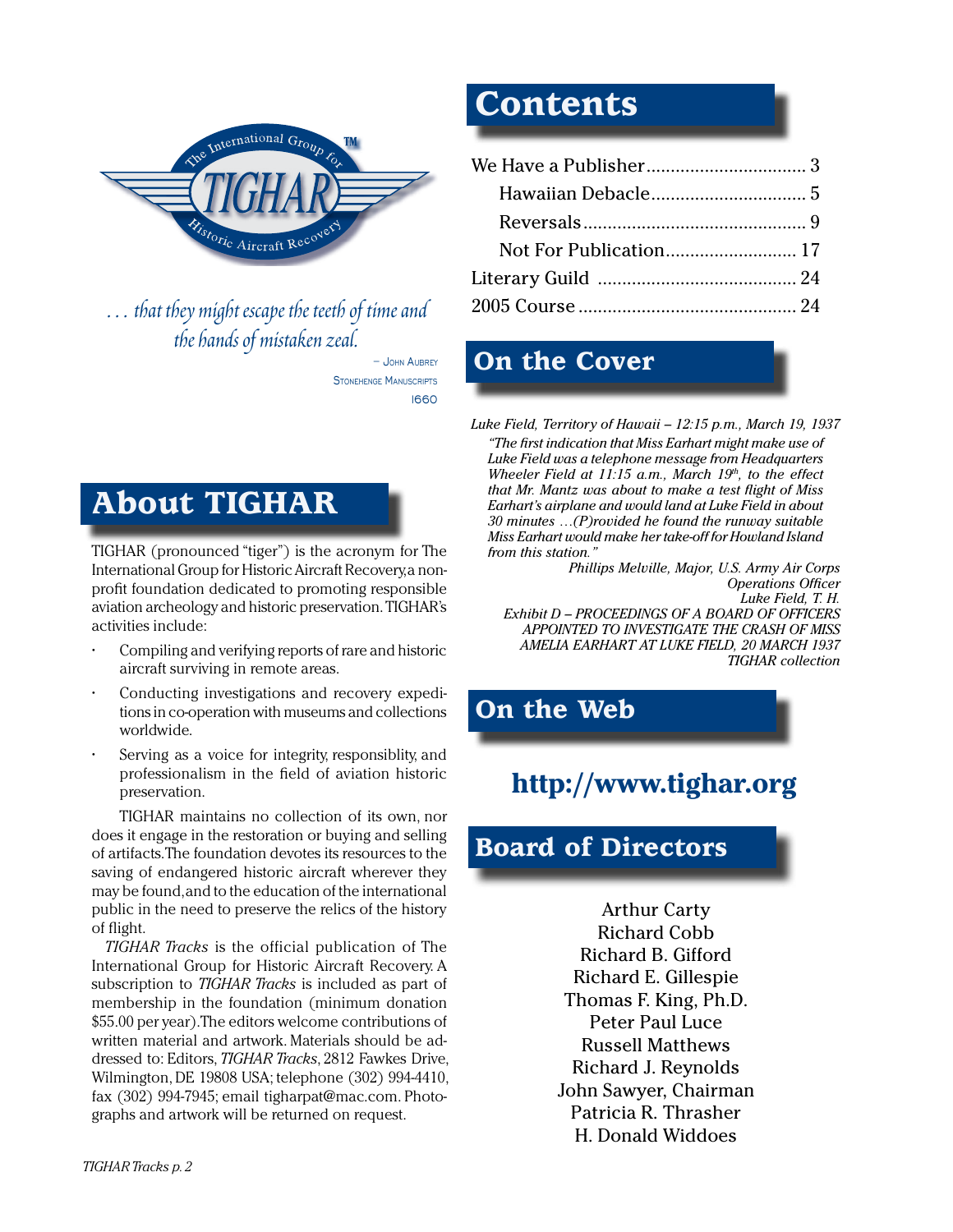*. . . that they might escape the teeth of time and the hands of mistaken zeal.*

– John Aubrey
Stonehenge Manuscripts
1660

# About TIGHAR

TIGHAR (pronounced "tiger") is the acronym for The International Group for Historic Aircraft Recovery, a non-profit foundation dedicated to promoting responsible aviation archeology and historic preservation. TIGHAR'S activities include:

- Compiling and verifying reports of rare and historic aircraft surviving in remote areas.
- Conducting investigations and recovery expeditions in co-operation with museums and collections worldwide.
- Serving as a voice for integrity, responsiblity, and professionalism in the field of aviation historic preservation.

TIGHAR maintains no collection of its own, nor does it engage in the restoration or buying and selling of artifacts. The foundation devotes its resources to the saving of endangered historic aircraft wherever they may be found, and to the education of the international public in the need to preserve the relics of the history of flight.

*TIGHAR Tracks* is the official publication of The International Group for Historic Aircraft Recovery. A subscription to *TIGHAR Tracks* is included as part of membership in the foundation (minimum donation $55.00 per year). The editors welcome contributions of written material and artwork. Materials should be addressed to: Editors, *TIGHAR Tracks*, 2812 Fawkes Drive, Wilmington, DE 19808 USA; telephone (302) 994-4410, fax (302) 994-7945; email tigharpat@mac.com. Photographs and artwork will be returned on request.

# Contents

We Have a Publisher ................................. 3
- Hawaiian Debacle ................................ 5
- Reversals ............................................. 9
- Not For Publication ........................... 17

Literary Guild ......................................... 24
2005 Course ............................................ 24

# On the Cover

*Luke Field, Territory of Hawaii – 12:15 p.m., March 19, 1937*

*"The first indication that Miss Earhart might make use of Luke Field was a telephone message from Headquarters Wheeler Field at 11:15 a.m., March 19th, to the effect that Mr. Mantz was about to make a test flight of Miss Earhart's airplane and would land at Luke Field in about 30 minutes …(P)rovided he found the runway suitable Miss Earhart would make her take-off for Howland Island from this station."*

*Phillips Melville, Major, U.S. Army Air Corps*
*Operations Officer*
*Luke Field, T. H.*
*Exhibit D – PROCEEDINGS OF A BOARD OF OFFICERS APPOINTED TO INVESTIGATE THE CRASH OF MISS AMELIA EARHART AT LUKE FIELD, 20 MARCH 1937*
*TIGHAR collection*

# On the Web

**http://www.tighar.org**

# Board of Directors

Arthur Carty
Richard Cobb
Richard B. Gifford
Richard E. Gillespie
Thomas F. King, Ph.D.
Peter Paul Luce
Russell Matthews
Richard J. Reynolds
John Sawyer, Chairman
Patricia R. Thrasher
H. Donald Widdoes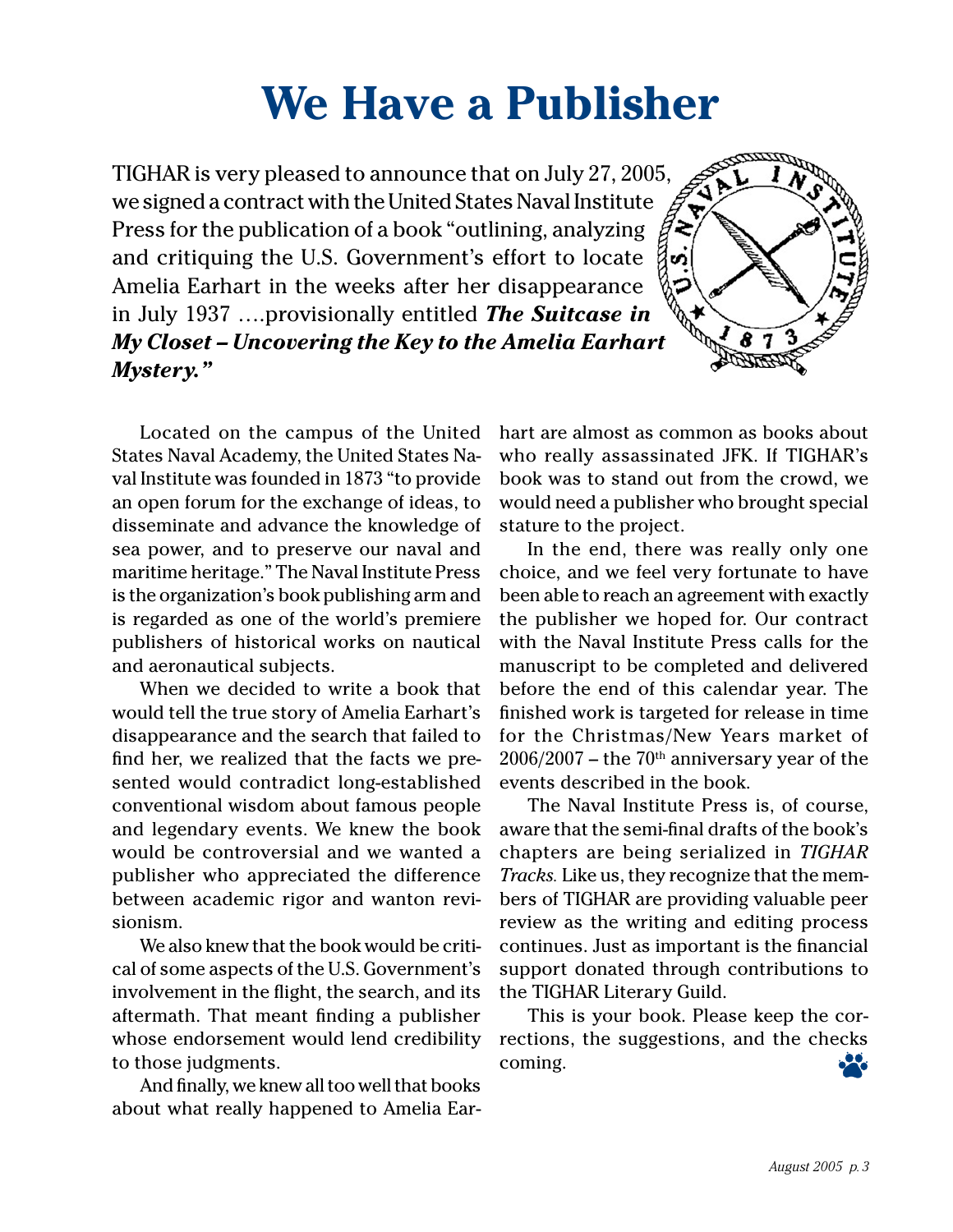# We Have a Publisher

TIGHAR is very pleased to announce that on July 27, 2005, we signed a contract with the United States Naval Institute Press for the publication of a book "outlining, analyzing and critiquing the U.S. Government's effort to locate Amelia Earhart in the weeks after her disappearance in July 1937 ….provisionally entitled ***The Suitcase in My Closet – Uncovering the Key to the Amelia Earhart Mystery."***

Located on the campus of the United States Naval Academy, the United States Naval Institute was founded in 1873 "to provide an open forum for the exchange of ideas, to disseminate and advance the knowledge of sea power, and to preserve our naval and maritime heritage." The Naval Institute Press is the organization's book publishing arm and is regarded as one of the world's premiere publishers of historical works on nautical and aeronautical subjects.

When we decided to write a book that would tell the true story of Amelia Earhart's disappearance and the search that failed to find her, we realized that the facts we presented would contradict long-established conventional wisdom about famous people and legendary events. We knew the book would be controversial and we wanted a publisher who appreciated the difference between academic rigor and wanton revisionism.

We also knew that the book would be critical of some aspects of the U.S. Government's involvement in the flight, the search, and its aftermath. That meant finding a publisher whose endorsement would lend credibility to those judgments.

And finally, we knew all too well that books about what really happened to Amelia Earhart are almost as common as books about who really assassinated JFK. If TIGHAR's book was to stand out from the crowd, we would need a publisher who brought special stature to the project.

In the end, there was really only one choice, and we feel very fortunate to have been able to reach an agreement with exactly the publisher we hoped for. Our contract with the Naval Institute Press calls for the manuscript to be completed and delivered before the end of this calendar year. The finished work is targeted for release in time for the Christmas/New Years market of 2006/2007 – the 70th anniversary year of the events described in the book.

The Naval Institute Press is, of course, aware that the semi-final drafts of the book's chapters are being serialized in *TIGHAR Tracks.* Like us, they recognize that the members of TIGHAR are providing valuable peer review as the writing and editing process continues. Just as important is the financial support donated through contributions to the TIGHAR Literary Guild.

This is your book. Please keep the corrections, the suggestions, and the checks coming.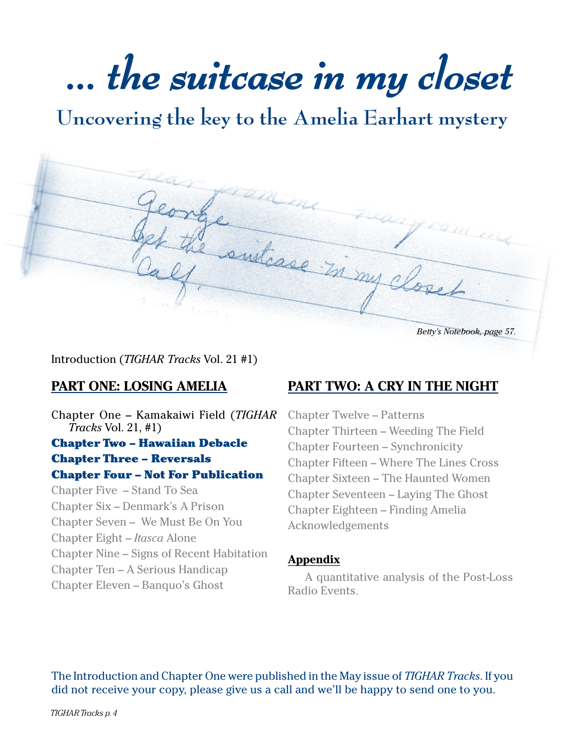# … the suitcase in my closet

## Uncovering the key to the Amelia Earhart mystery

Betty's Notebook, page 57.

Introduction (*TIGHAR Tracks* Vol. 21 #1)

**PART ONE: LOSING AMELIA**

Chapter One – Kamakaiwi Field (*TIGHAR Tracks* Vol. 21, #1)

**Chapter Two – Hawaiian Debacle**

**Chapter Three – Reversals**

**Chapter Four – Not For Publication**

Chapter Five – Stand To Sea

Chapter Six – Denmark's A Prison

Chapter Seven – We Must Be On You

Chapter Eight – *Itasca* Alone

Chapter Nine – Signs of Recent Habitation

Chapter Ten – A Serious Handicap

Chapter Eleven – Banquo's Ghost

**PART TWO: A CRY IN THE NIGHT**

Chapter Twelve – Patterns

Chapter Thirteen – Weeding The Field

Chapter Fourteen – Synchronicity

Chapter Fifteen – Where The Lines Cross

Chapter Sixteen – The Haunted Women

Chapter Seventeen – Laying The Ghost

Chapter Eighteen – Finding Amelia

Acknowledgements

**Appendix**

A quantitative analysis of the Post-Loss Radio Events.

The Introduction and Chapter One were published in the May issue of *TIGHAR Tracks*. If you did not receive your copy, please give us a call and we'll be happy to send one to you.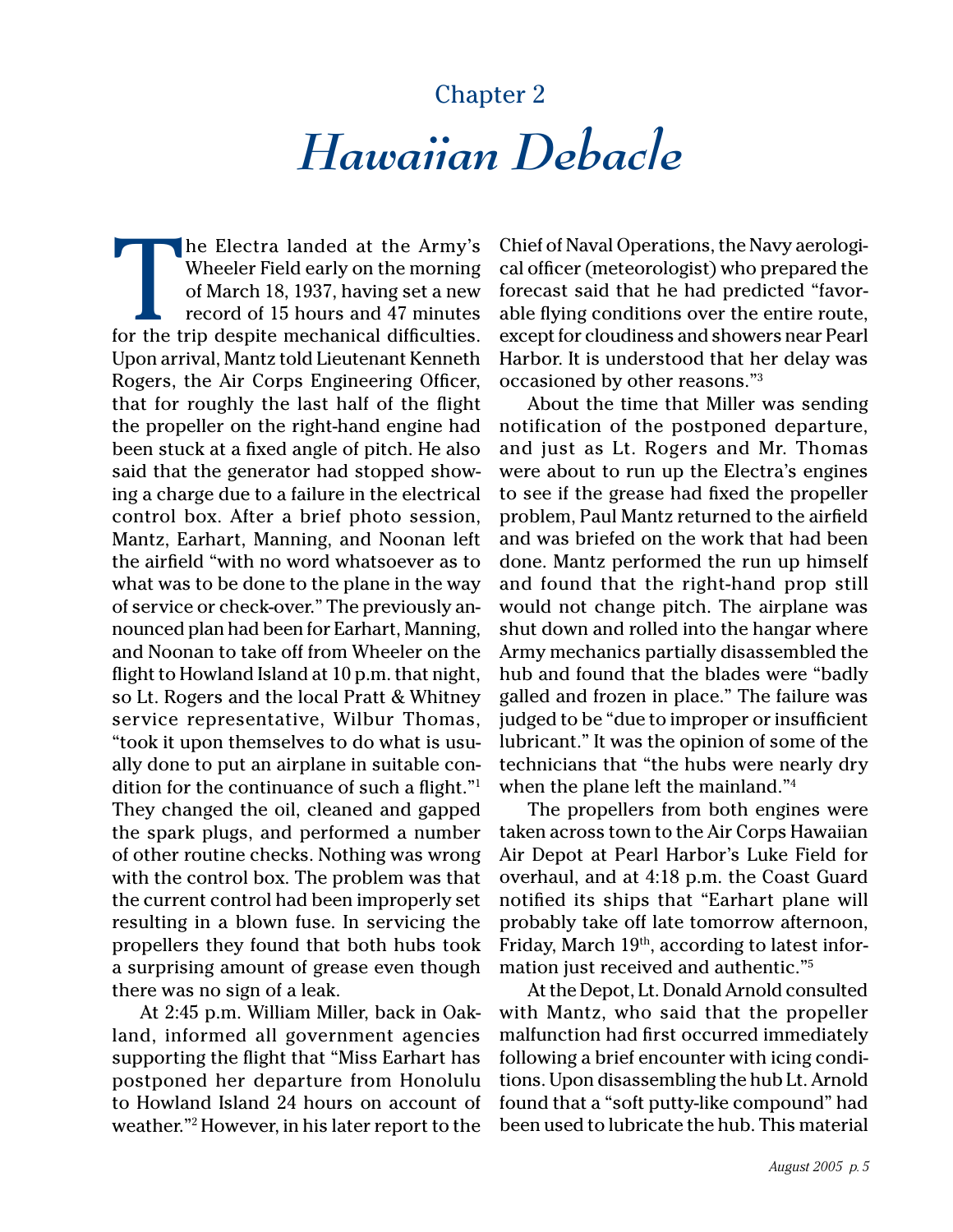# Chapter 2

## *Hawaiian Debacle*

The Electra landed at the Army's Wheeler Field early on the morning of March 18, 1937, having set a new record of 15 hours and 47 minutes for the trip despite mechanical difficulties. Upon arrival, Mantz told Lieutenant Kenneth Rogers, the Air Corps Engineering Officer, that for roughly the last half of the flight the propeller on the right-hand engine had been stuck at a fixed angle of pitch. He also said that the generator had stopped showing a charge due to a failure in the electrical control box. After a brief photo session, Mantz, Earhart, Manning, and Noonan left the airfield "with no word whatsoever as to what was to be done to the plane in the way of service or check-over." The previously announced plan had been for Earhart, Manning, and Noonan to take off from Wheeler on the flight to Howland Island at 10 p.m. that night, so Lt. Rogers and the local Pratt & Whitney service representative, Wilbur Thomas, "took it upon themselves to do what is usually done to put an airplane in suitable condition for the continuance of such a flight."[1] They changed the oil, cleaned and gapped the spark plugs, and performed a number of other routine checks. Nothing was wrong with the control box. The problem was that the current control had been improperly set resulting in a blown fuse. In servicing the propellers they found that both hubs took a surprising amount of grease even though there was no sign of a leak.

At 2:45 p.m. William Miller, back in Oakland, informed all government agencies supporting the flight that "Miss Earhart has postponed her departure from Honolulu to Howland Island 24 hours on account of weather."[2] However, in his later report to the Chief of Naval Operations, the Navy aerological officer (meteorologist) who prepared the forecast said that he had predicted "favorable flying conditions over the entire route, except for cloudiness and showers near Pearl Harbor. It is understood that her delay was occasioned by other reasons."[3]

About the time that Miller was sending notification of the postponed departure, and just as Lt. Rogers and Mr. Thomas were about to run up the Electra's engines to see if the grease had fixed the propeller problem, Paul Mantz returned to the airfield and was briefed on the work that had been done. Mantz performed the run up himself and found that the right-hand prop still would not change pitch. The airplane was shut down and rolled into the hangar where Army mechanics partially disassembled the hub and found that the blades were "badly galled and frozen in place." The failure was judged to be "due to improper or insufficient lubricant." It was the opinion of some of the technicians that "the hubs were nearly dry when the plane left the mainland."[4]

The propellers from both engines were taken across town to the Air Corps Hawaiian Air Depot at Pearl Harbor's Luke Field for overhaul, and at 4:18 p.m. the Coast Guard notified its ships that "Earhart plane will probably take off late tomorrow afternoon, Friday, March 19th, according to latest information just received and authentic."[5]

At the Depot, Lt. Donald Arnold consulted with Mantz, who said that the propeller malfunction had first occurred immediately following a brief encounter with icing conditions. Upon disassembling the hub Lt. Arnold found that a "soft putty-like compound" had been used to lubricate the hub. This material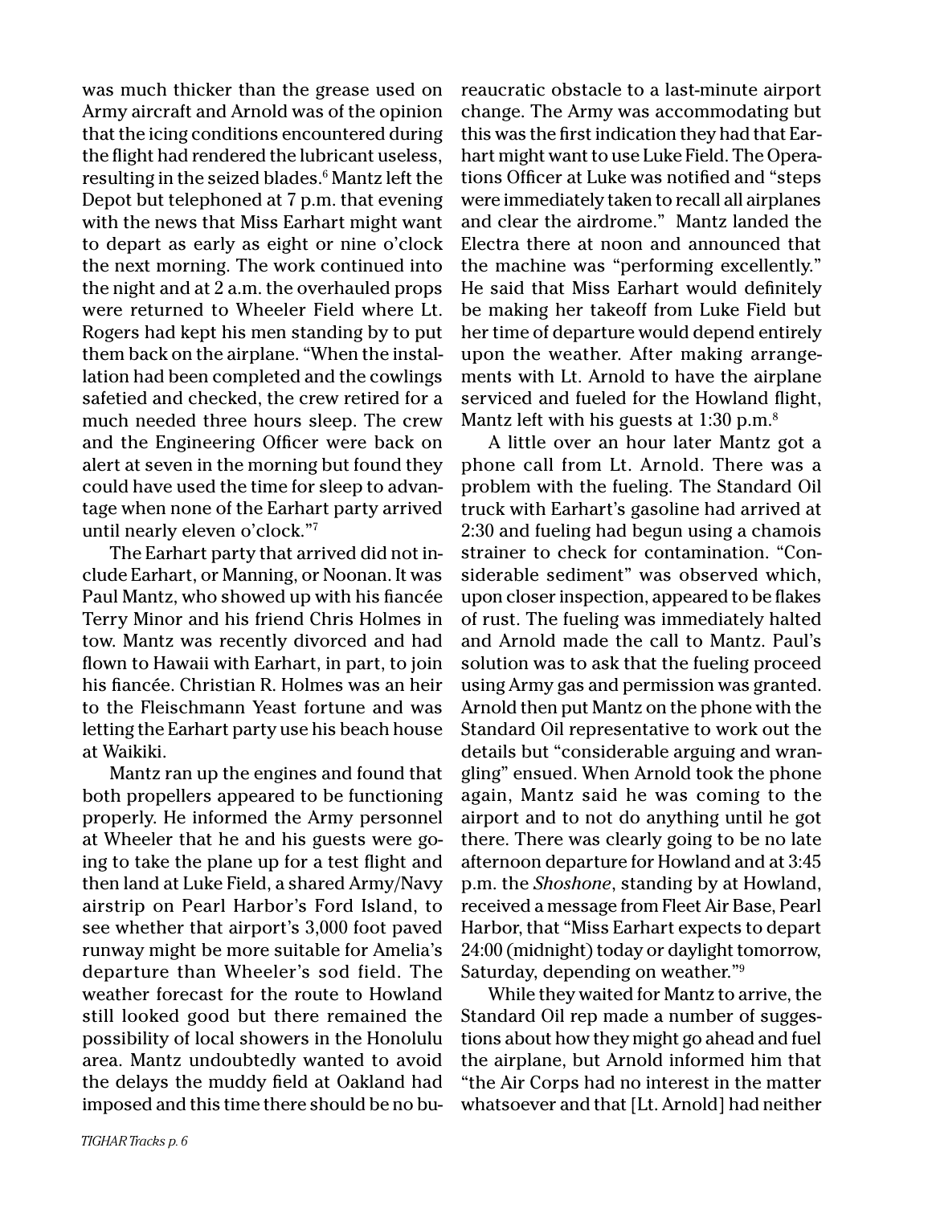was much thicker than the grease used on Army aircraft and Arnold was of the opinion that the icing conditions encountered during the flight had rendered the lubricant useless, resulting in the seized blades.[6] Mantz left the Depot but telephoned at 7 p.m. that evening with the news that Miss Earhart might want to depart as early as eight or nine o'clock the next morning. The work continued into the night and at 2 a.m. the overhauled props were returned to Wheeler Field where Lt. Rogers had kept his men standing by to put them back on the airplane. "When the installation had been completed and the cowlings safetied and checked, the crew retired for a much needed three hours sleep. The crew and the Engineering Officer were back on alert at seven in the morning but found they could have used the time for sleep to advantage when none of the Earhart party arrived until nearly eleven o'clock."[7]

The Earhart party that arrived did not include Earhart, or Manning, or Noonan. It was Paul Mantz, who showed up with his fiancée Terry Minor and his friend Chris Holmes in tow. Mantz was recently divorced and had flown to Hawaii with Earhart, in part, to join his fiancée. Christian R. Holmes was an heir to the Fleischmann Yeast fortune and was letting the Earhart party use his beach house at Waikiki.

Mantz ran up the engines and found that both propellers appeared to be functioning properly. He informed the Army personnel at Wheeler that he and his guests were going to take the plane up for a test flight and then land at Luke Field, a shared Army/Navy airstrip on Pearl Harbor's Ford Island, to see whether that airport's 3,000 foot paved runway might be more suitable for Amelia's departure than Wheeler's sod field. The weather forecast for the route to Howland still looked good but there remained the possibility of local showers in the Honolulu area. Mantz undoubtedly wanted to avoid the delays the muddy field at Oakland had imposed and this time there should be no bureaucratic obstacle to a last-minute airport change. The Army was accommodating but this was the first indication they had that Earhart might want to use Luke Field. The Operations Officer at Luke was notified and "steps were immediately taken to recall all airplanes and clear the airdrome." Mantz landed the Electra there at noon and announced that the machine was "performing excellently." He said that Miss Earhart would definitely be making her takeoff from Luke Field but her time of departure would depend entirely upon the weather. After making arrangements with Lt. Arnold to have the airplane serviced and fueled for the Howland flight, Mantz left with his guests at 1:30 p.m.[8]

A little over an hour later Mantz got a phone call from Lt. Arnold. There was a problem with the fueling. The Standard Oil truck with Earhart's gasoline had arrived at 2:30 and fueling had begun using a chamois strainer to check for contamination. "Considerable sediment" was observed which, upon closer inspection, appeared to be flakes of rust. The fueling was immediately halted and Arnold made the call to Mantz. Paul's solution was to ask that the fueling proceed using Army gas and permission was granted. Arnold then put Mantz on the phone with the Standard Oil representative to work out the details but "considerable arguing and wrangling" ensued. When Arnold took the phone again, Mantz said he was coming to the airport and to not do anything until he got there. There was clearly going to be no late afternoon departure for Howland and at 3:45 p.m. the *Shoshone*, standing by at Howland, received a message from Fleet Air Base, Pearl Harbor, that "Miss Earhart expects to depart 24:00 (midnight) today or daylight tomorrow, Saturday, depending on weather."[9]

While they waited for Mantz to arrive, the Standard Oil rep made a number of suggestions about how they might go ahead and fuel the airplane, but Arnold informed him that "the Air Corps had no interest in the matter whatsoever and that [Lt. Arnold] had neither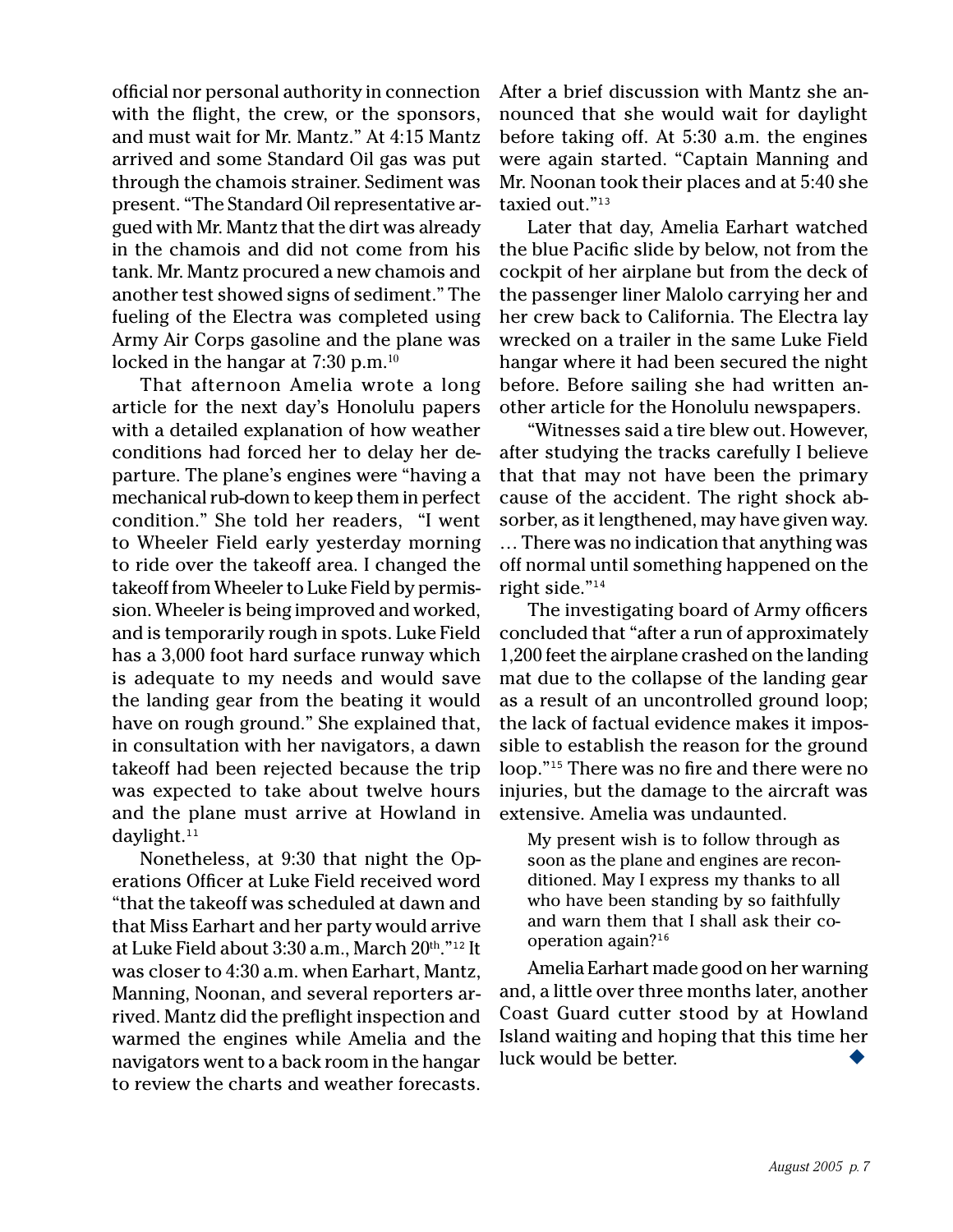official nor personal authority in connection with the flight, the crew, or the sponsors, and must wait for Mr. Mantz." At 4:15 Mantz arrived and some Standard Oil gas was put through the chamois strainer. Sediment was present. "The Standard Oil representative argued with Mr. Mantz that the dirt was already in the chamois and did not come from his tank. Mr. Mantz procured a new chamois and another test showed signs of sediment." The fueling of the Electra was completed using Army Air Corps gasoline and the plane was locked in the hangar at 7:30 p.m.[10]

That afternoon Amelia wrote a long article for the next day's Honolulu papers with a detailed explanation of how weather conditions had forced her to delay her departure. The plane's engines were "having a mechanical rub-down to keep them in perfect condition." She told her readers, "I went to Wheeler Field early yesterday morning to ride over the takeoff area. I changed the takeoff from Wheeler to Luke Field by permission. Wheeler is being improved and worked, and is temporarily rough in spots. Luke Field has a 3,000 foot hard surface runway which is adequate to my needs and would save the landing gear from the beating it would have on rough ground." She explained that, in consultation with her navigators, a dawn takeoff had been rejected because the trip was expected to take about twelve hours and the plane must arrive at Howland in daylight.[11]

Nonetheless, at 9:30 that night the Operations Officer at Luke Field received word "that the takeoff was scheduled at dawn and that Miss Earhart and her party would arrive at Luke Field about 3:30 a.m., March 20th."[12] It was closer to 4:30 a.m. when Earhart, Mantz, Manning, Noonan, and several reporters arrived. Mantz did the preflight inspection and warmed the engines while Amelia and the navigators went to a back room in the hangar to review the charts and weather forecasts. After a brief discussion with Mantz she announced that she would wait for daylight before taking off. At 5:30 a.m. the engines were again started. "Captain Manning and Mr. Noonan took their places and at 5:40 she taxied out."[13]

Later that day, Amelia Earhart watched the blue Pacific slide by below, not from the cockpit of her airplane but from the deck of the passenger liner Malolo carrying her and her crew back to California. The Electra lay wrecked on a trailer in the same Luke Field hangar where it had been secured the night before. Before sailing she had written another article for the Honolulu newspapers.

"Witnesses said a tire blew out. However, after studying the tracks carefully I believe that that may not have been the primary cause of the accident. The right shock absorber, as it lengthened, may have given way. … There was no indication that anything was off normal until something happened on the right side."[14]

The investigating board of Army officers concluded that "after a run of approximately 1,200 feet the airplane crashed on the landing mat due to the collapse of the landing gear as a result of an uncontrolled ground loop; the lack of factual evidence makes it impossible to establish the reason for the ground loop."[15] There was no fire and there were no injuries, but the damage to the aircraft was extensive. Amelia was undaunted.

> My present wish is to follow through as soon as the plane and engines are reconditioned. May I express my thanks to all who have been standing by so faithfully and warn them that I shall ask their cooperation again?[16]

Amelia Earhart made good on her warning and, a little over three months later, another Coast Guard cutter stood by at Howland Island waiting and hoping that this time her luck would be better. ◆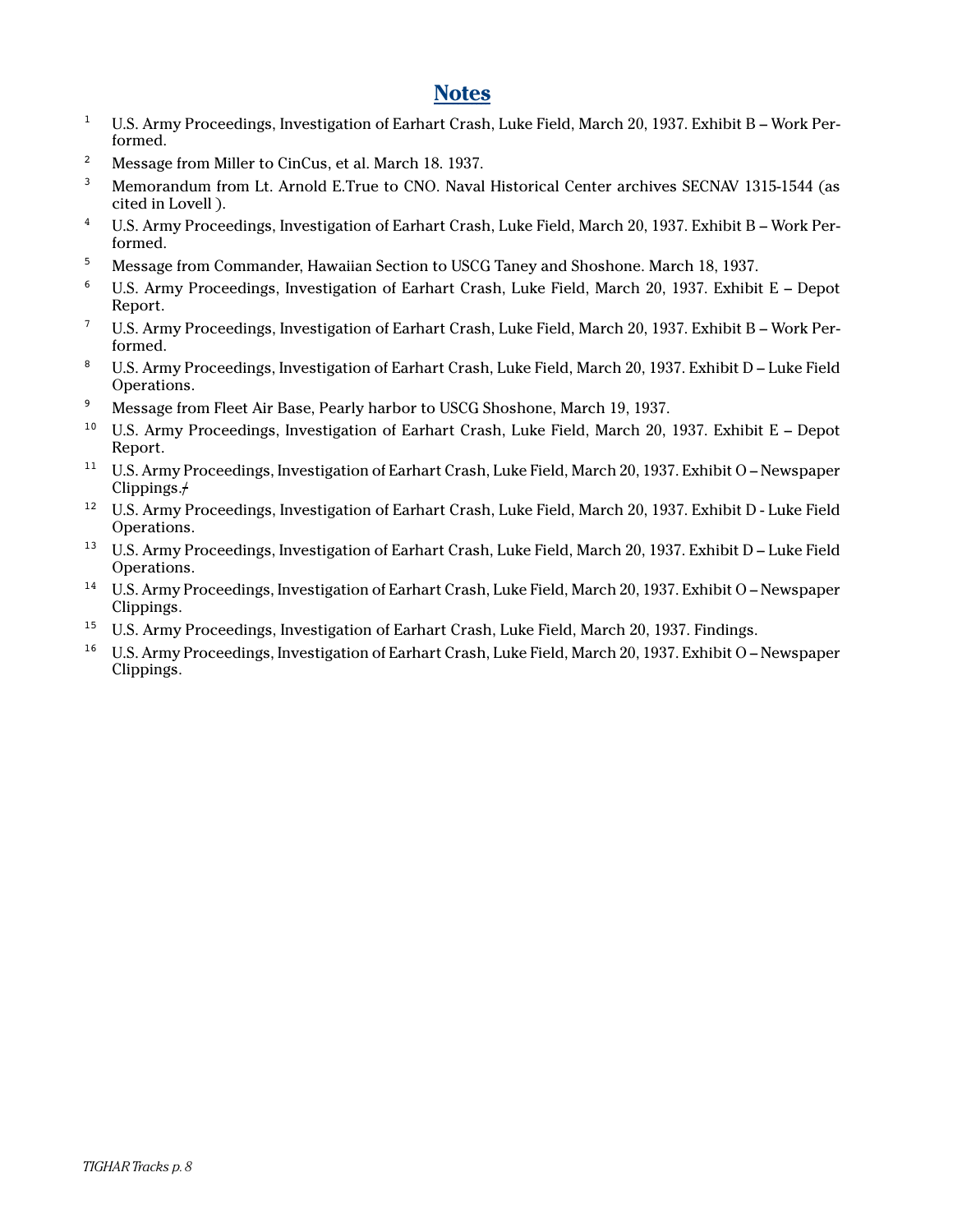## Notes

1. U.S. Army Proceedings, Investigation of Earhart Crash, Luke Field, March 20, 1937. Exhibit B – Work Performed.
2. Message from Miller to CinCus, et al. March 18. 1937.
3. Memorandum from Lt. Arnold E.True to CNO. Naval Historical Center archives SECNAV 1315-1544 (as cited in Lovell ).
4. U.S. Army Proceedings, Investigation of Earhart Crash, Luke Field, March 20, 1937. Exhibit B – Work Performed.
5. Message from Commander, Hawaiian Section to USCG Taney and Shoshone. March 18, 1937.
6. U.S. Army Proceedings, Investigation of Earhart Crash, Luke Field, March 20, 1937. Exhibit E – Depot Report.
7. U.S. Army Proceedings, Investigation of Earhart Crash, Luke Field, March 20, 1937. Exhibit B – Work Performed.
8. U.S. Army Proceedings, Investigation of Earhart Crash, Luke Field, March 20, 1937. Exhibit D – Luke Field Operations.
9. Message from Fleet Air Base, Pearly harbor to USCG Shoshone, March 19, 1937.
10. U.S. Army Proceedings, Investigation of Earhart Crash, Luke Field, March 20, 1937. Exhibit E – Depot Report.
11. U.S. Army Proceedings, Investigation of Earhart Crash, Luke Field, March 20, 1937. Exhibit O – Newspaper Clippings.
12. U.S. Army Proceedings, Investigation of Earhart Crash, Luke Field, March 20, 1937. Exhibit D - Luke Field Operations.
13. U.S. Army Proceedings, Investigation of Earhart Crash, Luke Field, March 20, 1937. Exhibit D – Luke Field Operations.
14. U.S. Army Proceedings, Investigation of Earhart Crash, Luke Field, March 20, 1937. Exhibit O – Newspaper Clippings.
15. U.S. Army Proceedings, Investigation of Earhart Crash, Luke Field, March 20, 1937. Findings.
16. U.S. Army Proceedings, Investigation of Earhart Crash, Luke Field, March 20, 1937. Exhibit O – Newspaper Clippings.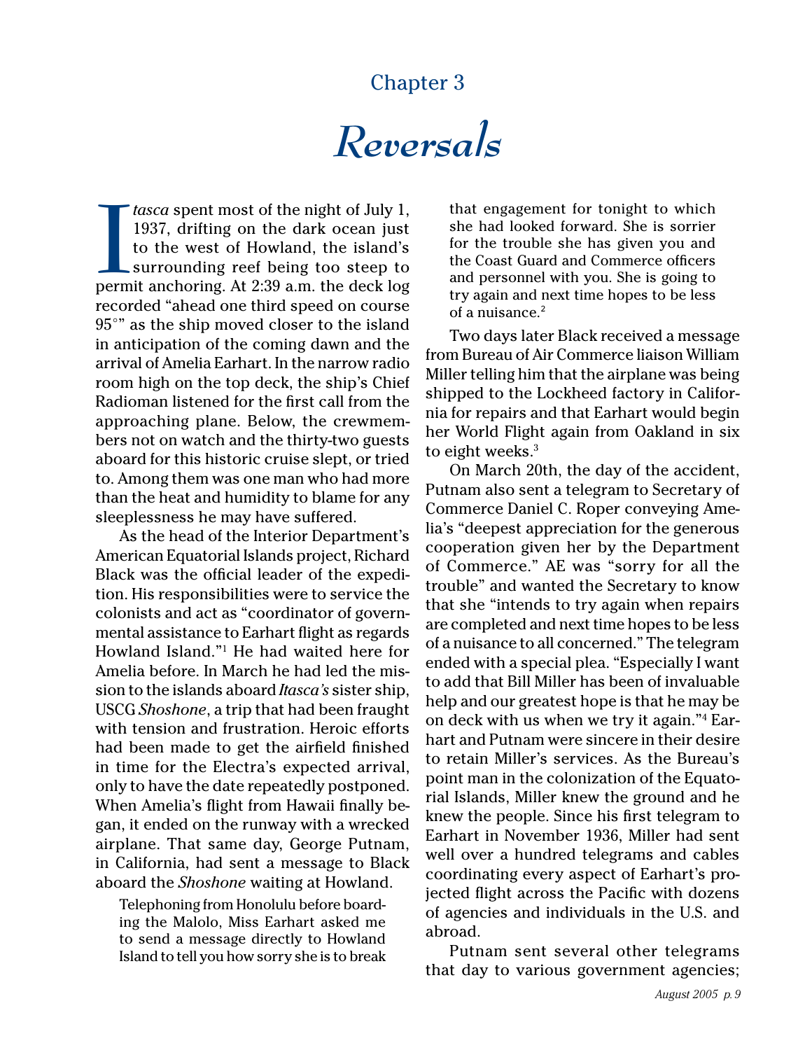Chapter 3

# *Reversals*

*Itasca* spent most of the night of July 1, 1937, drifting on the dark ocean just to the west of Howland, the island's surrounding reef being too steep to permit anchoring. At 2:39 a.m. the deck log recorded "ahead one third speed on course 95°" as the ship moved closer to the island in anticipation of the coming dawn and the arrival of Amelia Earhart. In the narrow radio room high on the top deck, the ship's Chief Radioman listened for the first call from the approaching plane. Below, the crewmembers not on watch and the thirty-two guests aboard for this historic cruise slept, or tried to. Among them was one man who had more than the heat and humidity to blame for any sleeplessness he may have suffered.

As the head of the Interior Department's American Equatorial Islands project, Richard Black was the official leader of the expedition. His responsibilities were to service the colonists and act as "coordinator of governmental assistance to Earhart flight as regards Howland Island."[1] He had waited here for Amelia before. In March he had led the mission to the islands aboard *Itasca's* sister ship, USCG *Shoshone*, a trip that had been fraught with tension and frustration. Heroic efforts had been made to get the airfield finished in time for the Electra's expected arrival, only to have the date repeatedly postponed. When Amelia's flight from Hawaii finally began, it ended on the runway with a wrecked airplane. That same day, George Putnam, in California, had sent a message to Black aboard the *Shoshone* waiting at Howland.

> Telephoning from Honolulu before boarding the Malolo, Miss Earhart asked me to send a message directly to Howland Island to tell you how sorry she is to break that engagement for tonight to which she had looked forward. She is sorrier for the trouble she has given you and the Coast Guard and Commerce officers and personnel with you. She is going to try again and next time hopes to be less of a nuisance.[2]

Two days later Black received a message from Bureau of Air Commerce liaison William Miller telling him that the airplane was being shipped to the Lockheed factory in California for repairs and that Earhart would begin her World Flight again from Oakland in six to eight weeks.[3]

On March 20th, the day of the accident, Putnam also sent a telegram to Secretary of Commerce Daniel C. Roper conveying Amelia's "deepest appreciation for the generous cooperation given her by the Department of Commerce." AE was "sorry for all the trouble" and wanted the Secretary to know that she "intends to try again when repairs are completed and next time hopes to be less of a nuisance to all concerned." The telegram ended with a special plea. "Especially I want to add that Bill Miller has been of invaluable help and our greatest hope is that he may be on deck with us when we try it again."[4] Earhart and Putnam were sincere in their desire to retain Miller's services. As the Bureau's point man in the colonization of the Equatorial Islands, Miller knew the ground and he knew the people. Since his first telegram to Earhart in November 1936, Miller had sent well over a hundred telegrams and cables coordinating every aspect of Earhart's projected flight across the Pacific with dozens of agencies and individuals in the U.S. and abroad.

Putnam sent several other telegrams that day to various government agencies;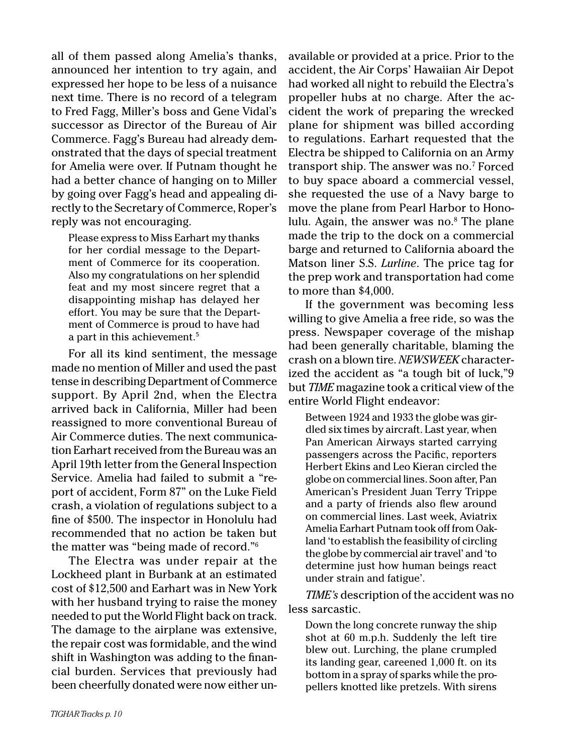all of them passed along Amelia's thanks, announced her intention to try again, and expressed her hope to be less of a nuisance next time. There is no record of a telegram to Fred Fagg, Miller's boss and Gene Vidal's successor as Director of the Bureau of Air Commerce. Fagg's Bureau had already demonstrated that the days of special treatment for Amelia were over. If Putnam thought he had a better chance of hanging on to Miller by going over Fagg's head and appealing directly to the Secretary of Commerce, Roper's reply was not encouraging.

> Please express to Miss Earhart my thanks for her cordial message to the Department of Commerce for its cooperation. Also my congratulations on her splendid feat and my most sincere regret that a disappointing mishap has delayed her effort. You may be sure that the Department of Commerce is proud to have had a part in this achievement.[5]

For all its kind sentiment, the message made no mention of Miller and used the past tense in describing Department of Commerce support. By April 2nd, when the Electra arrived back in California, Miller had been reassigned to more conventional Bureau of Air Commerce duties. The next communication Earhart received from the Bureau was an April 19th letter from the General Inspection Service. Amelia had failed to submit a "report of accident, Form 87" on the Luke Field crash, a violation of regulations subject to a fine of $500. The inspector in Honolulu had recommended that no action be taken but the matter was "being made of record."[6]

The Electra was under repair at the Lockheed plant in Burbank at an estimated cost of $12,500 and Earhart was in New York with her husband trying to raise the money needed to put the World Flight back on track. The damage to the airplane was extensive, the repair cost was formidable, and the wind shift in Washington was adding to the financial burden. Services that previously had been cheerfully donated were now either unavailable or provided at a price. Prior to the accident, the Air Corps' Hawaiian Air Depot had worked all night to rebuild the Electra's propeller hubs at no charge. After the accident the work of preparing the wrecked plane for shipment was billed according to regulations. Earhart requested that the Electra be shipped to California on an Army transport ship. The answer was no.[7] Forced to buy space aboard a commercial vessel, she requested the use of a Navy barge to move the plane from Pearl Harbor to Honolulu. Again, the answer was no.[8] The plane made the trip to the dock on a commercial barge and returned to California aboard the Matson liner S.S. *Lurline*. The price tag for the prep work and transportation had come to more than $4,000.

If the government was becoming less willing to give Amelia a free ride, so was the press. Newspaper coverage of the mishap had been generally charitable, blaming the crash on a blown tire. *NEWSWEEK* characterized the accident as "a tough bit of luck,"9 but *TIME* magazine took a critical view of the entire World Flight endeavor:

> Between 1924 and 1933 the globe was girdled six times by aircraft. Last year, when Pan American Airways started carrying passengers across the Pacific, reporters Herbert Ekins and Leo Kieran circled the globe on commercial lines. Soon after, Pan American's President Juan Terry Trippe and a party of friends also flew around on commercial lines. Last week, Aviatrix Amelia Earhart Putnam took off from Oakland 'to establish the feasibility of circling the globe by commercial air travel' and 'to determine just how human beings react under strain and fatigue'.

*TIME's* description of the accident was no less sarcastic.

> Down the long concrete runway the ship shot at 60 m.p.h. Suddenly the left tire blew out. Lurching, the plane crumpled its landing gear, careened 1,000 ft. on its bottom in a spray of sparks while the propellers knotted like pretzels. With sirens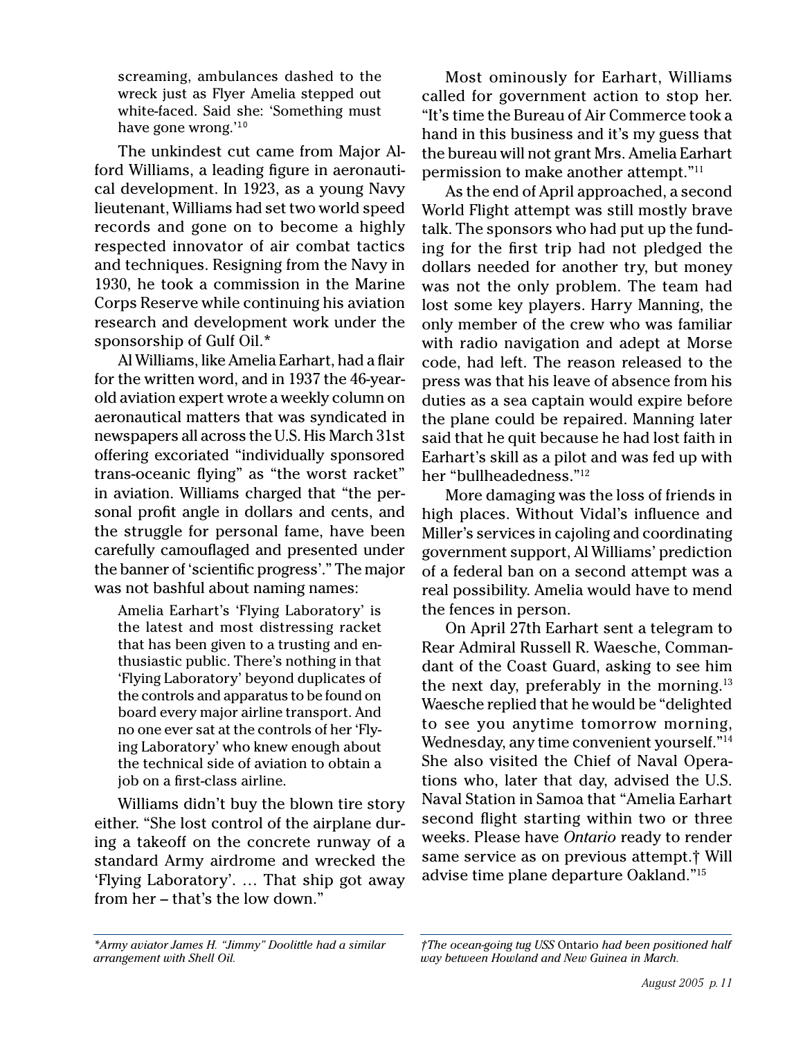> screaming, ambulances dashed to the wreck just as Flyer Amelia stepped out white-faced. Said she: 'Something must have gone wrong.'[10]

The unkindest cut came from Major Alford Williams, a leading figure in aeronautical development. In 1923, as a young Navy lieutenant, Williams had set two world speed records and gone on to become a highly respected innovator of air combat tactics and techniques. Resigning from the Navy in 1930, he took a commission in the Marine Corps Reserve while continuing his aviation research and development work under the sponsorship of Gulf Oil.*

Al Williams, like Amelia Earhart, had a flair for the written word, and in 1937 the 46-year-old aviation expert wrote a weekly column on aeronautical matters that was syndicated in newspapers all across the U.S. His March 31st offering excoriated "individually sponsored trans-oceanic flying" as "the worst racket" in aviation. Williams charged that "the personal profit angle in dollars and cents, and the struggle for personal fame, have been carefully camouflaged and presented under the banner of 'scientific progress'." The major was not bashful about naming names:

> Amelia Earhart's 'Flying Laboratory' is the latest and most distressing racket that has been given to a trusting and enthusiastic public. There's nothing in that 'Flying Laboratory' beyond duplicates of the controls and apparatus to be found on board every major airline transport. And no one ever sat at the controls of her 'Flying Laboratory' who knew enough about the technical side of aviation to obtain a job on a first-class airline.

Williams didn't buy the blown tire story either. "She lost control of the airplane during a takeoff on the concrete runway of a standard Army airdrome and wrecked the 'Flying Laboratory'. … That ship got away from her – that's the low down."

Most ominously for Earhart, Williams called for government action to stop her. "It's time the Bureau of Air Commerce took a hand in this business and it's my guess that the bureau will not grant Mrs. Amelia Earhart permission to make another attempt."[11]

As the end of April approached, a second World Flight attempt was still mostly brave talk. The sponsors who had put up the funding for the first trip had not pledged the dollars needed for another try, but money was not the only problem. The team had lost some key players. Harry Manning, the only member of the crew who was familiar with radio navigation and adept at Morse code, had left. The reason released to the press was that his leave of absence from his duties as a sea captain would expire before the plane could be repaired. Manning later said that he quit because he had lost faith in Earhart's skill as a pilot and was fed up with her "bullheadedness."[12]

More damaging was the loss of friends in high places. Without Vidal's influence and Miller's services in cajoling and coordinating government support, Al Williams' prediction of a federal ban on a second attempt was a real possibility. Amelia would have to mend the fences in person.

On April 27th Earhart sent a telegram to Rear Admiral Russell R. Waesche, Commandant of the Coast Guard, asking to see him the next day, preferably in the morning.[13] Waesche replied that he would be "delighted to see you anytime tomorrow morning, Wednesday, any time convenient yourself."[14] She also visited the Chief of Naval Operations who, later that day, advised the U.S. Naval Station in Samoa that "Amelia Earhart second flight starting within two or three weeks. Please have *Ontario* ready to render same service as on previous attempt.† Will advise time plane departure Oakland."[15]

---

**Army aviator James H. "Jimmy" Doolittle had a similar arrangement with Shell Oil.*

*†The ocean-going tug USS* Ontario *had been positioned half way between Howland and New Guinea in March.*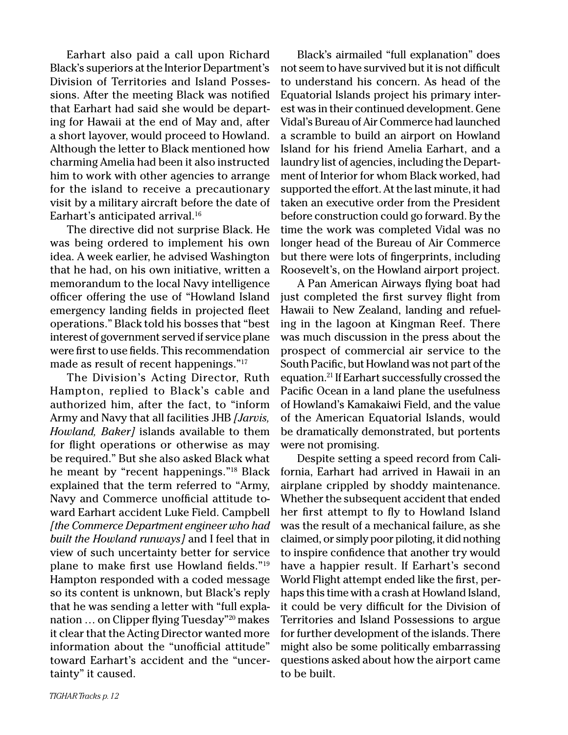Earhart also paid a call upon Richard Black's superiors at the Interior Department's Division of Territories and Island Possessions. After the meeting Black was notified that Earhart had said she would be departing for Hawaii at the end of May and, after a short layover, would proceed to Howland. Although the letter to Black mentioned how charming Amelia had been it also instructed him to work with other agencies to arrange for the island to receive a precautionary visit by a military aircraft before the date of Earhart's anticipated arrival.[16]

The directive did not surprise Black. He was being ordered to implement his own idea. A week earlier, he advised Washington that he had, on his own initiative, written a memorandum to the local Navy intelligence officer offering the use of "Howland Island emergency landing fields in projected fleet operations." Black told his bosses that "best interest of government served if service plane were first to use fields. This recommendation made as result of recent happenings."[17]

The Division's Acting Director, Ruth Hampton, replied to Black's cable and authorized him, after the fact, to "inform Army and Navy that all facilities JHB *[Jarvis, Howland, Baker]* islands available to them for flight operations or otherwise as may be required." But she also asked Black what he meant by "recent happenings."[18] Black explained that the term referred to "Army, Navy and Commerce unofficial attitude toward Earhart accident Luke Field. Campbell *[the Commerce Department engineer who had built the Howland runways]* and I feel that in view of such uncertainty better for service plane to make first use Howland fields."[19] Hampton responded with a coded message so its content is unknown, but Black's reply that he was sending a letter with "full explanation … on Clipper flying Tuesday"[20] makes it clear that the Acting Director wanted more information about the "unofficial attitude" toward Earhart's accident and the "uncertainty" it caused.

Black's airmailed "full explanation" does not seem to have survived but it is not difficult to understand his concern. As head of the Equatorial Islands project his primary interest was in their continued development. Gene Vidal's Bureau of Air Commerce had launched a scramble to build an airport on Howland Island for his friend Amelia Earhart, and a laundry list of agencies, including the Department of Interior for whom Black worked, had supported the effort. At the last minute, it had taken an executive order from the President before construction could go forward. By the time the work was completed Vidal was no longer head of the Bureau of Air Commerce but there were lots of fingerprints, including Roosevelt's, on the Howland airport project.

A Pan American Airways flying boat had just completed the first survey flight from Hawaii to New Zealand, landing and refueling in the lagoon at Kingman Reef. There was much discussion in the press about the prospect of commercial air service to the South Pacific, but Howland was not part of the equation.[21] If Earhart successfully crossed the Pacific Ocean in a land plane the usefulness of Howland's Kamakaiwi Field, and the value of the American Equatorial Islands, would be dramatically demonstrated, but portents were not promising.

Despite setting a speed record from California, Earhart had arrived in Hawaii in an airplane crippled by shoddy maintenance. Whether the subsequent accident that ended her first attempt to fly to Howland Island was the result of a mechanical failure, as she claimed, or simply poor piloting, it did nothing to inspire confidence that another try would have a happier result. If Earhart's second World Flight attempt ended like the first, perhaps this time with a crash at Howland Island, it could be very difficult for the Division of Territories and Island Possessions to argue for further development of the islands. There might also be some politically embarrassing questions asked about how the airport came to be built.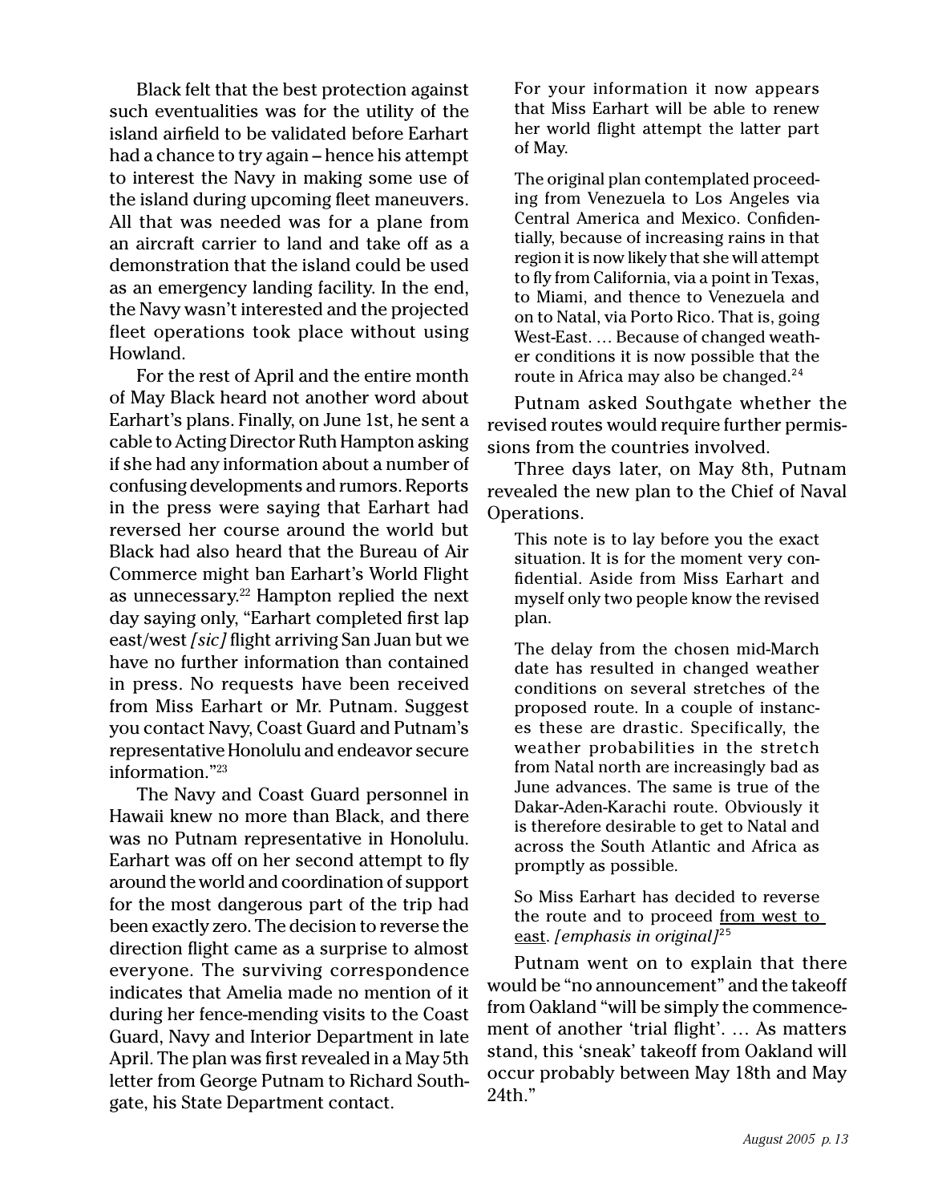Black felt that the best protection against such eventualities was for the utility of the island airfield to be validated before Earhart had a chance to try again – hence his attempt to interest the Navy in making some use of the island during upcoming fleet maneuvers. All that was needed was for a plane from an aircraft carrier to land and take off as a demonstration that the island could be used as an emergency landing facility. In the end, the Navy wasn't interested and the projected fleet operations took place without using Howland.

For the rest of April and the entire month of May Black heard not another word about Earhart's plans. Finally, on June 1st, he sent a cable to Acting Director Ruth Hampton asking if she had any information about a number of confusing developments and rumors. Reports in the press were saying that Earhart had reversed her course around the world but Black had also heard that the Bureau of Air Commerce might ban Earhart's World Flight as unnecessary.[22] Hampton replied the next day saying only, "Earhart completed first lap east/west *[sic]* flight arriving San Juan but we have no further information than contained in press. No requests have been received from Miss Earhart or Mr. Putnam. Suggest you contact Navy, Coast Guard and Putnam's representative Honolulu and endeavor secure information."[23]

The Navy and Coast Guard personnel in Hawaii knew no more than Black, and there was no Putnam representative in Honolulu. Earhart was off on her second attempt to fly around the world and coordination of support for the most dangerous part of the trip had been exactly zero. The decision to reverse the direction flight came as a surprise to almost everyone. The surviving correspondence indicates that Amelia made no mention of it during her fence-mending visits to the Coast Guard, Navy and Interior Department in late April. The plan was first revealed in a May 5th letter from George Putnam to Richard Southgate, his State Department contact.

> For your information it now appears that Miss Earhart will be able to renew her world flight attempt the latter part of May.
>
> The original plan contemplated proceeding from Venezuela to Los Angeles via Central America and Mexico. Confidentially, because of increasing rains in that region it is now likely that she will attempt to fly from California, via a point in Texas, to Miami, and thence to Venezuela and on to Natal, via Porto Rico. That is, going West-East. … Because of changed weather conditions it is now possible that the route in Africa may also be changed.[24]

Putnam asked Southgate whether the revised routes would require further permissions from the countries involved.

Three days later, on May 8th, Putnam revealed the new plan to the Chief of Naval Operations.

> This note is to lay before you the exact situation. It is for the moment very confidential. Aside from Miss Earhart and myself only two people know the revised plan.
>
> The delay from the chosen mid-March date has resulted in changed weather conditions on several stretches of the proposed route. In a couple of instances these are drastic. Specifically, the weather probabilities in the stretch from Natal north are increasingly bad as June advances. The same is true of the Dakar-Aden-Karachi route. Obviously it is therefore desirable to get to Natal and across the South Atlantic and Africa as promptly as possible.
>
> So Miss Earhart has decided to reverse the route and to proceed <u>from west to east</u>. *[emphasis in original]*[25]

Putnam went on to explain that there would be "no announcement" and the takeoff from Oakland "will be simply the commencement of another 'trial flight'. … As matters stand, this 'sneak' takeoff from Oakland will occur probably between May 18th and May 24th."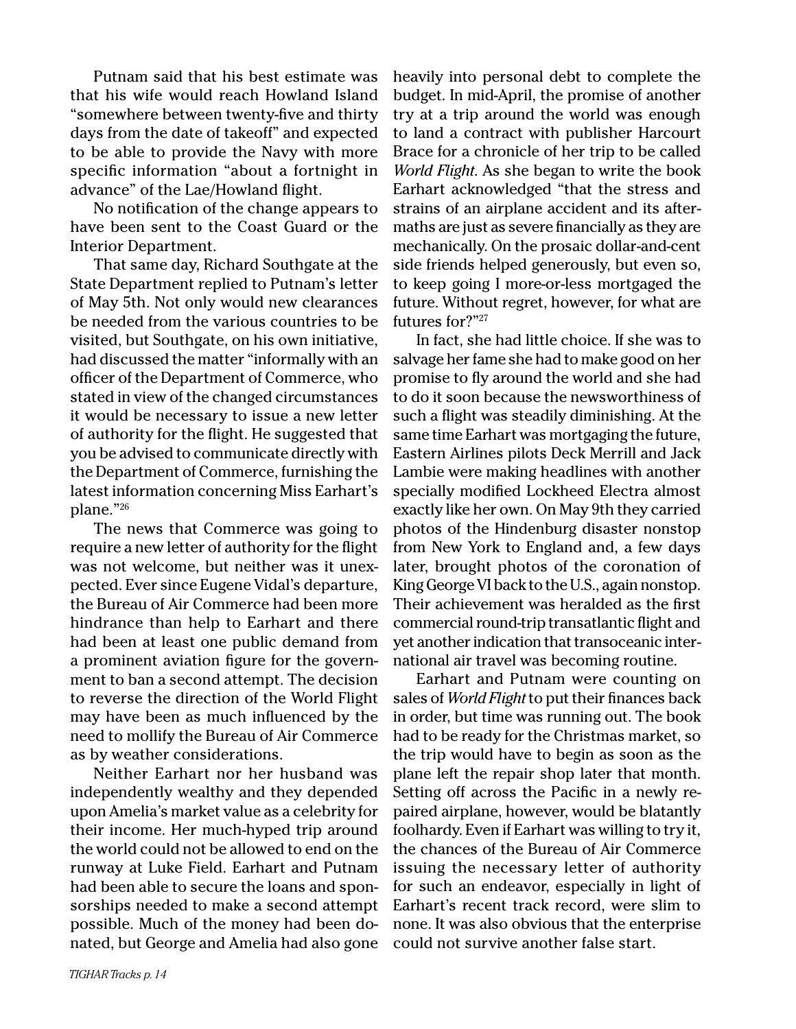Putnam said that his best estimate was that his wife would reach Howland Island "somewhere between twenty-five and thirty days from the date of takeoff" and expected to be able to provide the Navy with more specific information "about a fortnight in advance" of the Lae/Howland flight.

No notification of the change appears to have been sent to the Coast Guard or the Interior Department.

That same day, Richard Southgate at the State Department replied to Putnam's letter of May 5th. Not only would new clearances be needed from the various countries to be visited, but Southgate, on his own initiative, had discussed the matter "informally with an officer of the Department of Commerce, who stated in view of the changed circumstances it would be necessary to issue a new letter of authority for the flight. He suggested that you be advised to communicate directly with the Department of Commerce, furnishing the latest information concerning Miss Earhart's plane."[26]

The news that Commerce was going to require a new letter of authority for the flight was not welcome, but neither was it unexpected. Ever since Eugene Vidal's departure, the Bureau of Air Commerce had been more hindrance than help to Earhart and there had been at least one public demand from a prominent aviation figure for the government to ban a second attempt. The decision to reverse the direction of the World Flight may have been as much influenced by the need to mollify the Bureau of Air Commerce as by weather considerations.

Neither Earhart nor her husband was independently wealthy and they depended upon Amelia's market value as a celebrity for their income. Her much-hyped trip around the world could not be allowed to end on the runway at Luke Field. Earhart and Putnam had been able to secure the loans and sponsorships needed to make a second attempt possible. Much of the money had been donated, but George and Amelia had also gone heavily into personal debt to complete the budget. In mid-April, the promise of another try at a trip around the world was enough to land a contract with publisher Harcourt Brace for a chronicle of her trip to be called *World Flight*. As she began to write the book Earhart acknowledged "that the stress and strains of an airplane accident and its aftermaths are just as severe financially as they are mechanically. On the prosaic dollar-and-cent side friends helped generously, but even so, to keep going I more-or-less mortgaged the future. Without regret, however, for what are futures for?"[27]

In fact, she had little choice. If she was to salvage her fame she had to make good on her promise to fly around the world and she had to do it soon because the newsworthiness of such a flight was steadily diminishing. At the same time Earhart was mortgaging the future, Eastern Airlines pilots Deck Merrill and Jack Lambie were making headlines with another specially modified Lockheed Electra almost exactly like her own. On May 9th they carried photos of the Hindenburg disaster nonstop from New York to England and, a few days later, brought photos of the coronation of King George VI back to the U.S., again nonstop. Their achievement was heralded as the first commercial round-trip transatlantic flight and yet another indication that transoceanic international air travel was becoming routine.

Earhart and Putnam were counting on sales of *World Flight* to put their finances back in order, but time was running out. The book had to be ready for the Christmas market, so the trip would have to begin as soon as the plane left the repair shop later that month. Setting off across the Pacific in a newly repaired airplane, however, would be blatantly foolhardy. Even if Earhart was willing to try it, the chances of the Bureau of Air Commerce issuing the necessary letter of authority for such an endeavor, especially in light of Earhart's recent track record, were slim to none. It was also obvious that the enterprise could not survive another false start.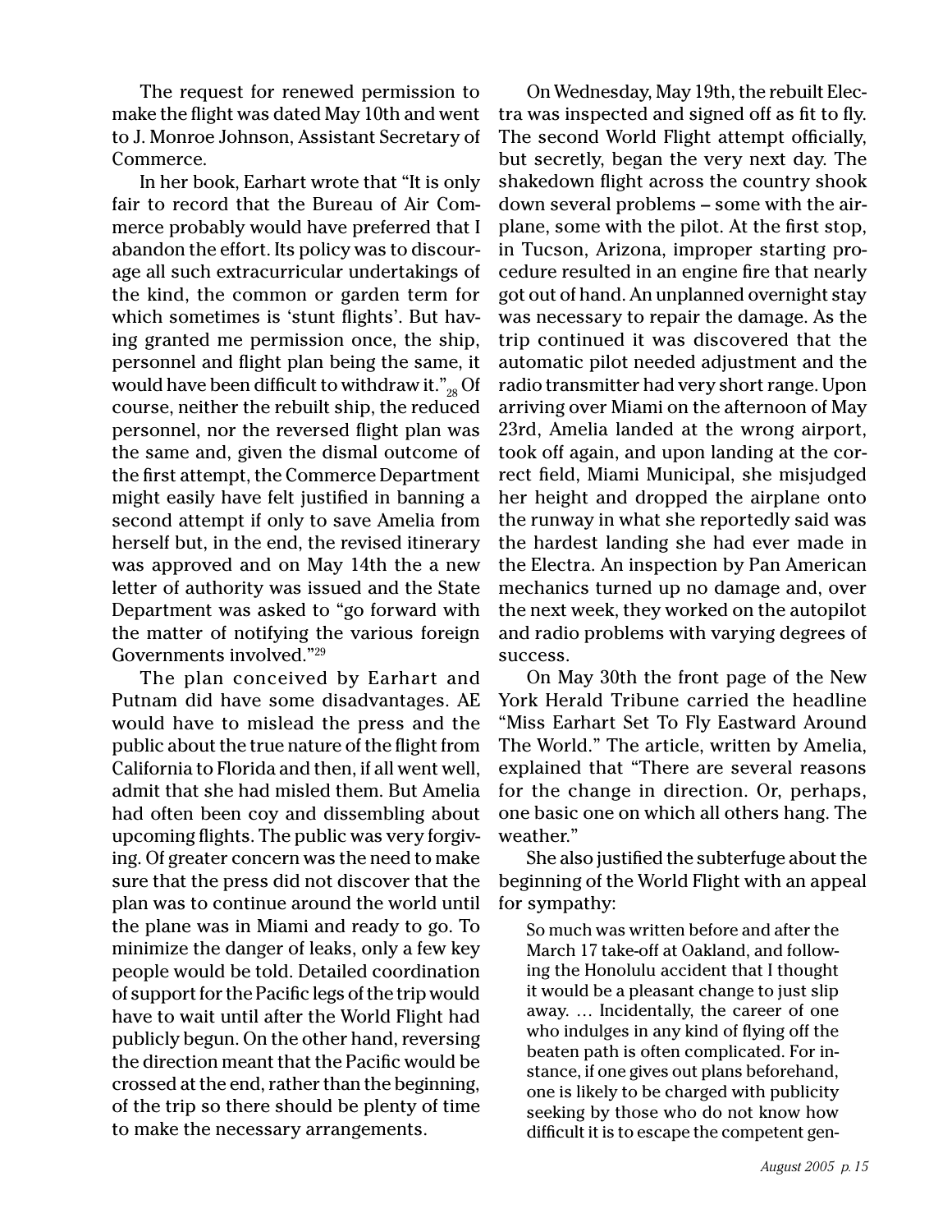The request for renewed permission to make the flight was dated May 10th and went to J. Monroe Johnson, Assistant Secretary of Commerce.

In her book, Earhart wrote that "It is only fair to record that the Bureau of Air Commerce probably would have preferred that I abandon the effort. Its policy was to discourage all such extracurricular undertakings of the kind, the common or garden term for which sometimes is 'stunt flights'. But having granted me permission once, the ship, personnel and flight plan being the same, it would have been difficult to withdraw it."[28] Of course, neither the rebuilt ship, the reduced personnel, nor the reversed flight plan was the same and, given the dismal outcome of the first attempt, the Commerce Department might easily have felt justified in banning a second attempt if only to save Amelia from herself but, in the end, the revised itinerary was approved and on May 14th the a new letter of authority was issued and the State Department was asked to "go forward with the matter of notifying the various foreign Governments involved."[29]

The plan conceived by Earhart and Putnam did have some disadvantages. AE would have to mislead the press and the public about the true nature of the flight from California to Florida and then, if all went well, admit that she had misled them. But Amelia had often been coy and dissembling about upcoming flights. The public was very forgiving. Of greater concern was the need to make sure that the press did not discover that the plan was to continue around the world until the plane was in Miami and ready to go. To minimize the danger of leaks, only a few key people would be told. Detailed coordination of support for the Pacific legs of the trip would have to wait until after the World Flight had publicly begun. On the other hand, reversing the direction meant that the Pacific would be crossed at the end, rather than the beginning, of the trip so there should be plenty of time to make the necessary arrangements.

On Wednesday, May 19th, the rebuilt Electra was inspected and signed off as fit to fly. The second World Flight attempt officially, but secretly, began the very next day. The shakedown flight across the country shook down several problems – some with the airplane, some with the pilot. At the first stop, in Tucson, Arizona, improper starting procedure resulted in an engine fire that nearly got out of hand. An unplanned overnight stay was necessary to repair the damage. As the trip continued it was discovered that the automatic pilot needed adjustment and the radio transmitter had very short range. Upon arriving over Miami on the afternoon of May 23rd, Amelia landed at the wrong airport, took off again, and upon landing at the correct field, Miami Municipal, she misjudged her height and dropped the airplane onto the runway in what she reportedly said was the hardest landing she had ever made in the Electra. An inspection by Pan American mechanics turned up no damage and, over the next week, they worked on the autopilot and radio problems with varying degrees of success.

On May 30th the front page of the New York Herald Tribune carried the headline "Miss Earhart Set To Fly Eastward Around The World." The article, written by Amelia, explained that "There are several reasons for the change in direction. Or, perhaps, one basic one on which all others hang. The weather."

She also justified the subterfuge about the beginning of the World Flight with an appeal for sympathy:

> So much was written before and after the March 17 take-off at Oakland, and following the Honolulu accident that I thought it would be a pleasant change to just slip away. … Incidentally, the career of one who indulges in any kind of flying off the beaten path is often complicated. For instance, if one gives out plans beforehand, one is likely to be charged with publicity seeking by those who do not know how difficult it is to escape the competent gen-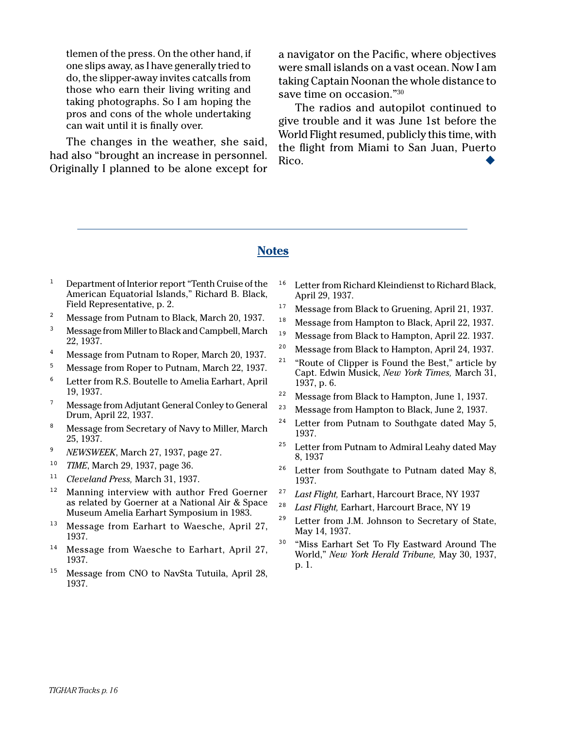tlemen of the press. On the other hand, if one slips away, as I have generally tried to do, the slipper-away invites catcalls from those who earn their living writing and taking photographs. So I am hoping the pros and cons of the whole undertaking can wait until it is finally over.

The changes in the weather, she said, had also "brought an increase in personnel. Originally I planned to be alone except for a navigator on the Pacific, where objectives were small islands on a vast ocean. Now I am taking Captain Noonan the whole distance to save time on occasion."[30]

The radios and autopilot continued to give trouble and it was June 1st before the World Flight resumed, publicly this time, with the flight from Miami to San Juan, Puerto Rico. ◆

---

## Notes

1. Department of Interior report "Tenth Cruise of the American Equatorial Islands," Richard B. Black, Field Representative, p. 2.
2. Message from Putnam to Black, March 20, 1937.
3. Message from Miller to Black and Campbell, March 22, 1937.
4. Message from Putnam to Roper, March 20, 1937.
5. Message from Roper to Putnam, March 22, 1937.
6. Letter from R.S. Boutelle to Amelia Earhart, April 19, 1937.
7. Message from Adjutant General Conley to General Drum, April 22, 1937.
8. Message from Secretary of Navy to Miller, March 25, 1937.
9. *NEWSWEEK*, March 27, 1937, page 27.
10. *TIME*, March 29, 1937, page 36.
11. *Cleveland Press,* March 31, 1937.
12. Manning interview with author Fred Goerner as related by Goerner at a National Air & Space Museum Amelia Earhart Symposium in 1983.
13. Message from Earhart to Waesche, April 27, 1937.
14. Message from Waesche to Earhart, April 27, 1937.
15. Message from CNO to NavSta Tutuila, April 28, 1937.
16. Letter from Richard Kleindienst to Richard Black, April 29, 1937.
17. Message from Black to Gruening, April 21, 1937.
18. Message from Hampton to Black, April 22, 1937.
19. Message from Black to Hampton, April 22. 1937.
20. Message from Black to Hampton, April 24, 1937.
21. "Route of Clipper is Found the Best," article by Capt. Edwin Musick, *New York Times,* March 31, 1937, p. 6.
22. Message from Black to Hampton, June 1, 1937.
23. Message from Hampton to Black, June 2, 1937.
24. Letter from Putnam to Southgate dated May 5, 1937.
25. Letter from Putnam to Admiral Leahy dated May 8, 1937
26. Letter from Southgate to Putnam dated May 8, 1937.
27. *Last Flight,* Earhart, Harcourt Brace, NY 1937
28. *Last Flight,* Earhart, Harcourt Brace, NY 19
29. Letter from J.M. Johnson to Secretary of State, May 14, 1937.
30. "Miss Earhart Set To Fly Eastward Around The World," *New York Herald Tribune,* May 30, 1937, p. 1.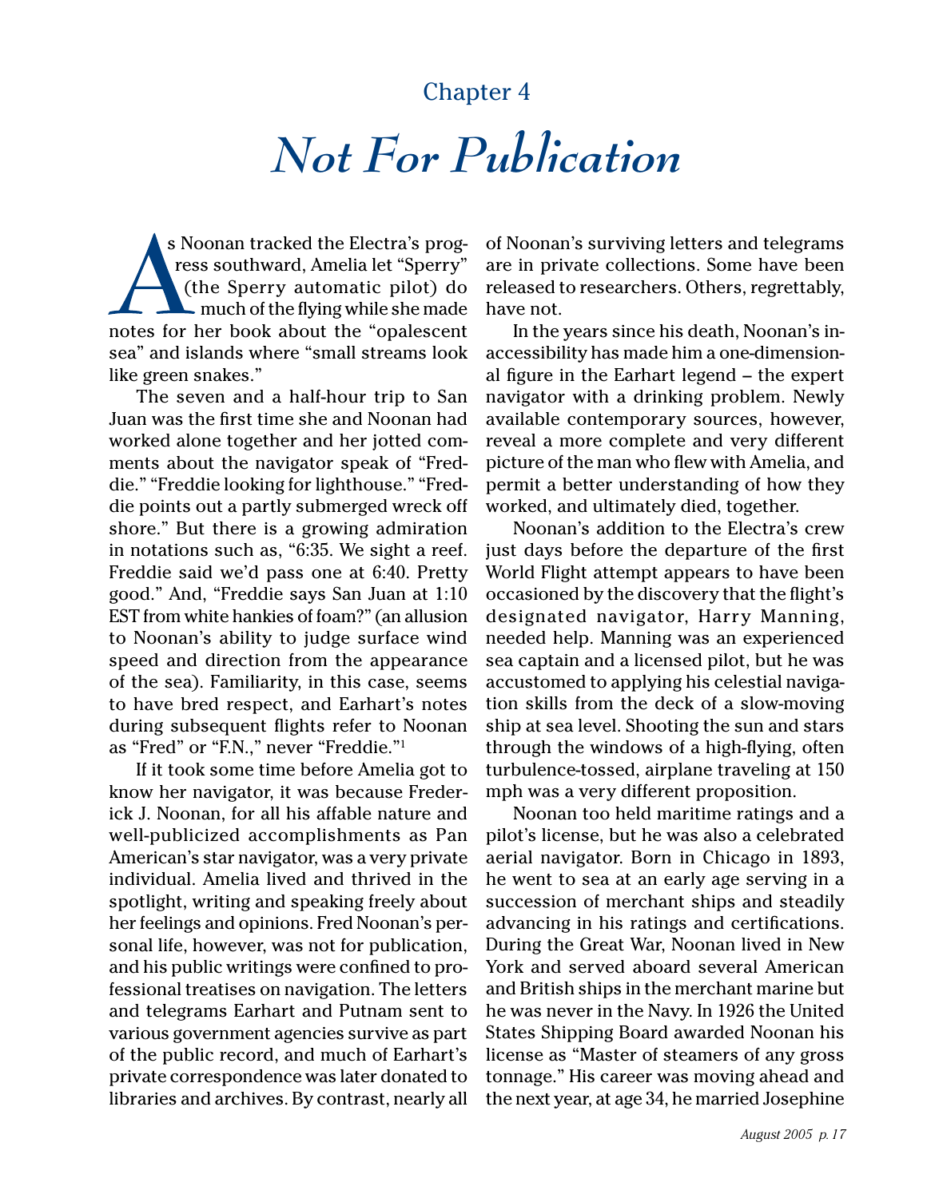Chapter 4

# *Not For Publication*

As Noonan tracked the Electra's progress southward, Amelia let "Sperry" (the Sperry automatic pilot) do much of the flying while she made notes for her book about the "opalescent sea" and islands where "small streams look like green snakes."

The seven and a half-hour trip to San Juan was the first time she and Noonan had worked alone together and her jotted comments about the navigator speak of "Freddie." "Freddie looking for lighthouse." "Freddie points out a partly submerged wreck off shore." But there is a growing admiration in notations such as, "6:35. We sight a reef. Freddie said we'd pass one at 6:40. Pretty good." And, "Freddie says San Juan at 1:10 EST from white hankies of foam?" (an allusion to Noonan's ability to judge surface wind speed and direction from the appearance of the sea). Familiarity, in this case, seems to have bred respect, and Earhart's notes during subsequent flights refer to Noonan as "Fred" or "F.N.," never "Freddie."[1]

If it took some time before Amelia got to know her navigator, it was because Frederick J. Noonan, for all his affable nature and well-publicized accomplishments as Pan American's star navigator, was a very private individual. Amelia lived and thrived in the spotlight, writing and speaking freely about her feelings and opinions. Fred Noonan's personal life, however, was not for publication, and his public writings were confined to professional treatises on navigation. The letters and telegrams Earhart and Putnam sent to various government agencies survive as part of the public record, and much of Earhart's private correspondence was later donated to libraries and archives. By contrast, nearly all of Noonan's surviving letters and telegrams are in private collections. Some have been released to researchers. Others, regrettably, have not.

In the years since his death, Noonan's inaccessibility has made him a one-dimensional figure in the Earhart legend – the expert navigator with a drinking problem. Newly available contemporary sources, however, reveal a more complete and very different picture of the man who flew with Amelia, and permit a better understanding of how they worked, and ultimately died, together.

Noonan's addition to the Electra's crew just days before the departure of the first World Flight attempt appears to have been occasioned by the discovery that the flight's designated navigator, Harry Manning, needed help. Manning was an experienced sea captain and a licensed pilot, but he was accustomed to applying his celestial navigation skills from the deck of a slow-moving ship at sea level. Shooting the sun and stars through the windows of a high-flying, often turbulence-tossed, airplane traveling at 150 mph was a very different proposition.

Noonan too held maritime ratings and a pilot's license, but he was also a celebrated aerial navigator. Born in Chicago in 1893, he went to sea at an early age serving in a succession of merchant ships and steadily advancing in his ratings and certifications. During the Great War, Noonan lived in New York and served aboard several American and British ships in the merchant marine but he was never in the Navy. In 1926 the United States Shipping Board awarded Noonan his license as "Master of steamers of any gross tonnage." His career was moving ahead and the next year, at age 34, he married Josephine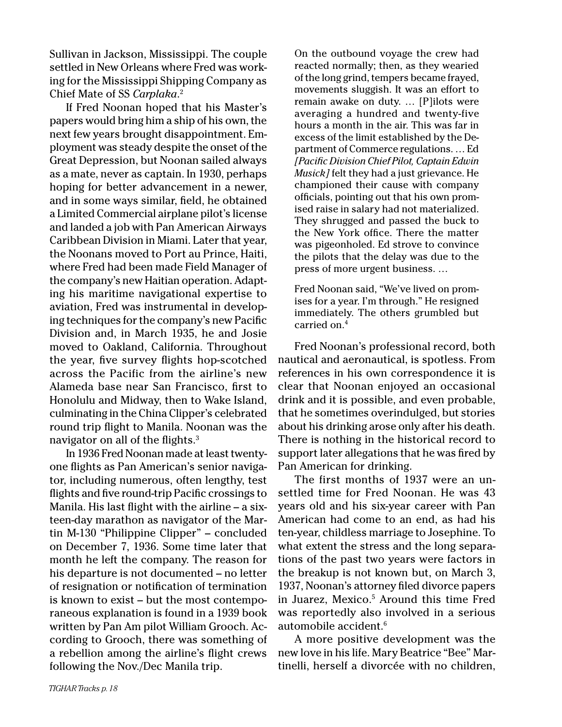Sullivan in Jackson, Mississippi. The couple settled in New Orleans where Fred was working for the Mississippi Shipping Company as Chief Mate of SS *Carplaka*.[2]

If Fred Noonan hoped that his Master's papers would bring him a ship of his own, the next few years brought disappointment. Employment was steady despite the onset of the Great Depression, but Noonan sailed always as a mate, never as captain. In 1930, perhaps hoping for better advancement in a newer, and in some ways similar, field, he obtained a Limited Commercial airplane pilot's license and landed a job with Pan American Airways Caribbean Division in Miami. Later that year, the Noonans moved to Port au Prince, Haiti, where Fred had been made Field Manager of the company's new Haitian operation. Adapting his maritime navigational expertise to aviation, Fred was instrumental in developing techniques for the company's new Pacific Division and, in March 1935, he and Josie moved to Oakland, California. Throughout the year, five survey flights hop-scotched across the Pacific from the airline's new Alameda base near San Francisco, first to Honolulu and Midway, then to Wake Island, culminating in the China Clipper's celebrated round trip flight to Manila. Noonan was the navigator on all of the flights.[3]

In 1936 Fred Noonan made at least twenty-one flights as Pan American's senior navigator, including numerous, often lengthy, test flights and five round-trip Pacific crossings to Manila. His last flight with the airline – a sixteen-day marathon as navigator of the Martin M-130 "Philippine Clipper" – concluded on December 7, 1936. Some time later that month he left the company. The reason for his departure is not documented – no letter of resignation or notification of termination is known to exist – but the most contemporaneous explanation is found in a 1939 book written by Pan Am pilot William Grooch. According to Grooch, there was something of a rebellion among the airline's flight crews following the Nov./Dec Manila trip.

> On the outbound voyage the crew had reacted normally; then, as they wearied of the long grind, tempers became frayed, movements sluggish. It was an effort to remain awake on duty. … [P]ilots were averaging a hundred and twenty-five hours a month in the air. This was far in excess of the limit established by the Department of Commerce regulations. … Ed *[Pacific Division Chief Pilot, Captain Edwin Musick]* felt they had a just grievance. He championed their cause with company officials, pointing out that his own promised raise in salary had not materialized. They shrugged and passed the buck to the New York office. There the matter was pigeonholed. Ed strove to convince the pilots that the delay was due to the press of more urgent business. …
>
> Fred Noonan said, "We've lived on promises for a year. I'm through." He resigned immediately. The others grumbled but carried on.[4]

Fred Noonan's professional record, both nautical and aeronautical, is spotless. From references in his own correspondence it is clear that Noonan enjoyed an occasional drink and it is possible, and even probable, that he sometimes overindulged, but stories about his drinking arose only after his death. There is nothing in the historical record to support later allegations that he was fired by Pan American for drinking.

The first months of 1937 were an unsettled time for Fred Noonan. He was 43 years old and his six-year career with Pan American had come to an end, as had his ten-year, childless marriage to Josephine. To what extent the stress and the long separations of the past two years were factors in the breakup is not known but, on March 3, 1937, Noonan's attorney filed divorce papers in Juarez, Mexico.[5] Around this time Fred was reportedly also involved in a serious automobile accident.[6]

A more positive development was the new love in his life. Mary Beatrice "Bee" Martinelli, herself a divorcée with no children,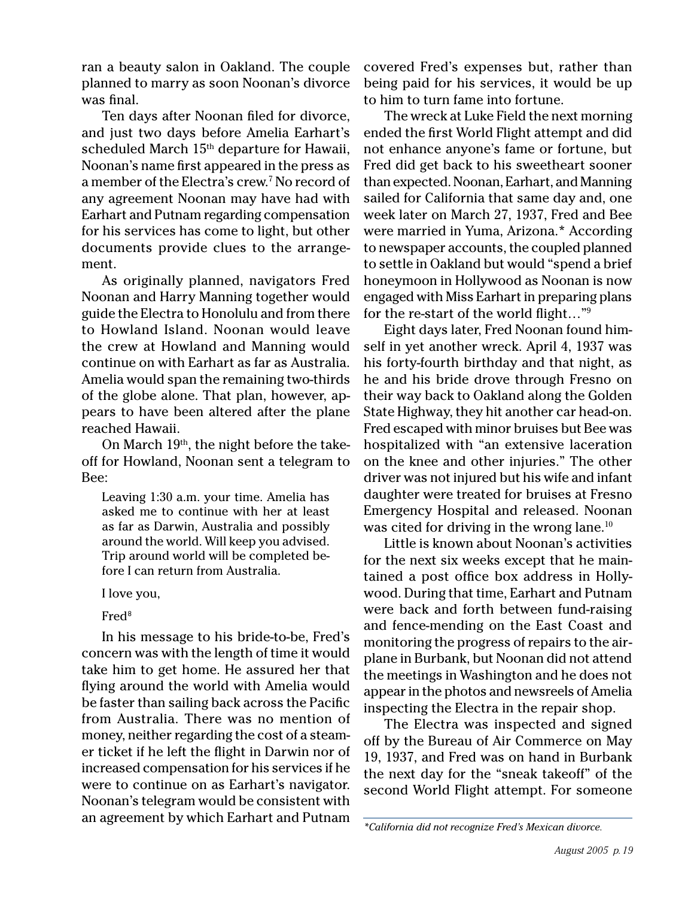ran a beauty salon in Oakland. The couple planned to marry as soon Noonan's divorce was final.

Ten days after Noonan filed for divorce, and just two days before Amelia Earhart's scheduled March 15th departure for Hawaii, Noonan's name first appeared in the press as a member of the Electra's crew.[7] No record of any agreement Noonan may have had with Earhart and Putnam regarding compensation for his services has come to light, but other documents provide clues to the arrangement.

As originally planned, navigators Fred Noonan and Harry Manning together would guide the Electra to Honolulu and from there to Howland Island. Noonan would leave the crew at Howland and Manning would continue on with Earhart as far as Australia. Amelia would span the remaining two-thirds of the globe alone. That plan, however, appears to have been altered after the plane reached Hawaii.

On March 19th, the night before the takeoff for Howland, Noonan sent a telegram to Bee:

> Leaving 1:30 a.m. your time. Amelia has asked me to continue with her at least as far as Darwin, Australia and possibly around the world. Will keep you advised. Trip around world will be completed before I can return from Australia.
>
> I love you,
>
> Fred[8]

In his message to his bride-to-be, Fred's concern was with the length of time it would take him to get home. He assured her that flying around the world with Amelia would be faster than sailing back across the Pacific from Australia. There was no mention of money, neither regarding the cost of a steamer ticket if he left the flight in Darwin nor of increased compensation for his services if he were to continue on as Earhart's navigator. Noonan's telegram would be consistent with an agreement by which Earhart and Putnam covered Fred's expenses but, rather than being paid for his services, it would be up to him to turn fame into fortune.

The wreck at Luke Field the next morning ended the first World Flight attempt and did not enhance anyone's fame or fortune, but Fred did get back to his sweetheart sooner than expected. Noonan, Earhart, and Manning sailed for California that same day and, one week later on March 27, 1937, Fred and Bee were married in Yuma, Arizona.* According to newspaper accounts, the coupled planned to settle in Oakland but would "spend a brief honeymoon in Hollywood as Noonan is now engaged with Miss Earhart in preparing plans for the re-start of the world flight…"[9]

Eight days later, Fred Noonan found himself in yet another wreck. April 4, 1937 was his forty-fourth birthday and that night, as he and his bride drove through Fresno on their way back to Oakland along the Golden State Highway, they hit another car head-on. Fred escaped with minor bruises but Bee was hospitalized with "an extensive laceration on the knee and other injuries." The other driver was not injured but his wife and infant daughter were treated for bruises at Fresno Emergency Hospital and released. Noonan was cited for driving in the wrong lane.[10]

Little is known about Noonan's activities for the next six weeks except that he maintained a post office box address in Hollywood. During that time, Earhart and Putnam were back and forth between fund-raising and fence-mending on the East Coast and monitoring the progress of repairs to the airplane in Burbank, but Noonan did not attend the meetings in Washington and he does not appear in the photos and newsreels of Amelia inspecting the Electra in the repair shop.

The Electra was inspected and signed off by the Bureau of Air Commerce on May 19, 1937, and Fred was on hand in Burbank the next day for the "sneak takeoff" of the second World Flight attempt. For someone

*\*California did not recognize Fred's Mexican divorce.*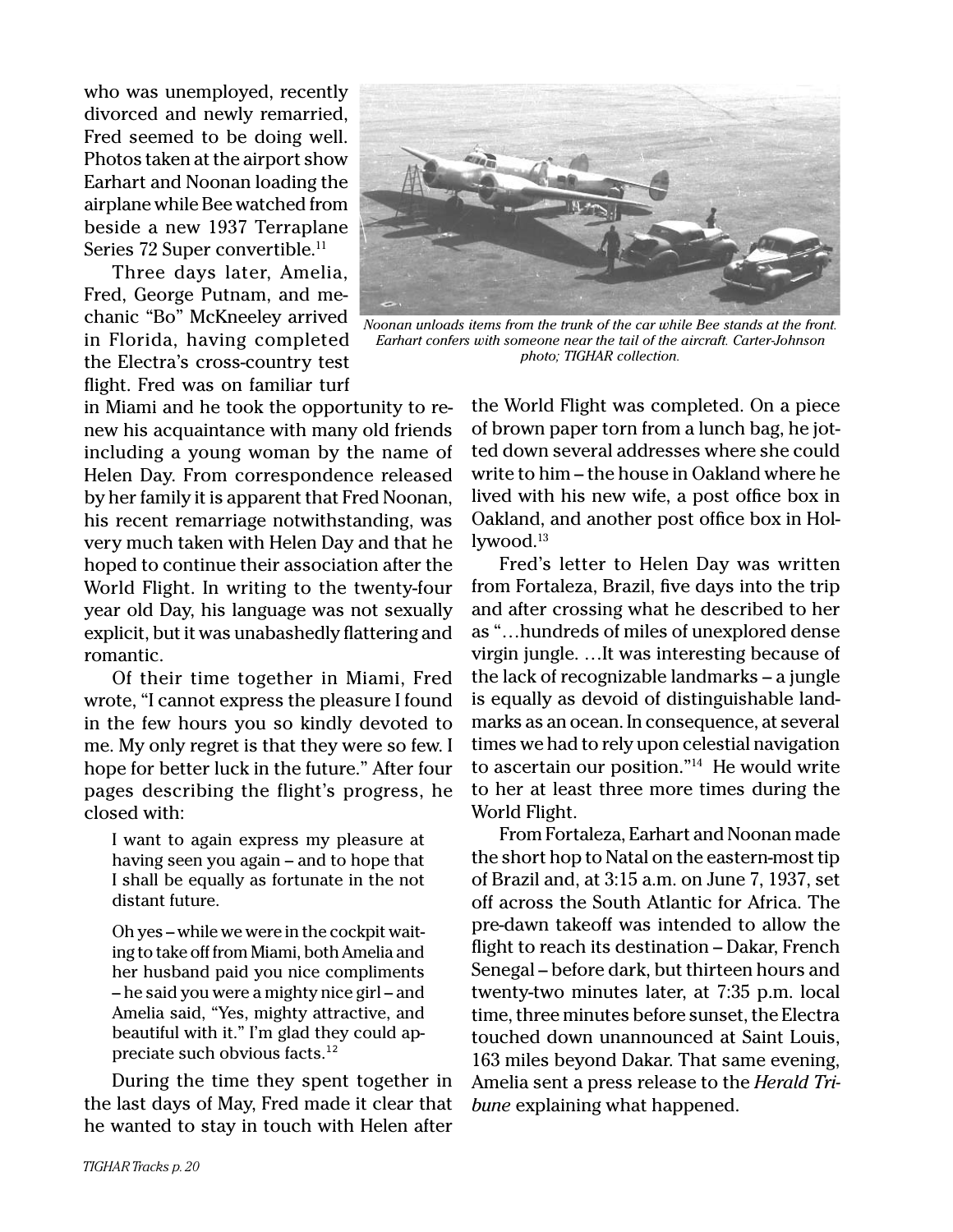who was unemployed, recently divorced and newly remarried, Fred seemed to be doing well. Photos taken at the airport show Earhart and Noonan loading the airplane while Bee watched from beside a new 1937 Terraplane Series 72 Super convertible.[11]

Three days later, Amelia, Fred, George Putnam, and mechanic "Bo" McKneeley arrived in Florida, having completed the Electra's cross-country test flight. Fred was on familiar turf in Miami and he took the opportunity to renew his acquaintance with many old friends including a young woman by the name of Helen Day. From correspondence released by her family it is apparent that Fred Noonan, his recent remarriage notwithstanding, was very much taken with Helen Day and that he hoped to continue their association after the World Flight. In writing to the twenty-four year old Day, his language was not sexually explicit, but it was unabashedly flattering and romantic.

*Noonan unloads items from the trunk of the car while Bee stands at the front. Earhart confers with someone near the tail of the aircraft. Carter-Johnson photo; TIGHAR collection.*

Of their time together in Miami, Fred wrote, "I cannot express the pleasure I found in the few hours you so kindly devoted to me. My only regret is that they were so few. I hope for better luck in the future." After four pages describing the flight's progress, he closed with:

> I want to again express my pleasure at having seen you again – and to hope that I shall be equally as fortunate in the not distant future.
>
> Oh yes – while we were in the cockpit waiting to take off from Miami, both Amelia and her husband paid you nice compliments – he said you were a mighty nice girl – and Amelia said, "Yes, mighty attractive, and beautiful with it." I'm glad they could appreciate such obvious facts.[12]

During the time they spent together in the last days of May, Fred made it clear that he wanted to stay in touch with Helen after the World Flight was completed. On a piece of brown paper torn from a lunch bag, he jotted down several addresses where she could write to him – the house in Oakland where he lived with his new wife, a post office box in Oakland, and another post office box in Hollywood.[13]

Fred's letter to Helen Day was written from Fortaleza, Brazil, five days into the trip and after crossing what he described to her as "…hundreds of miles of unexplored dense virgin jungle. …It was interesting because of the lack of recognizable landmarks – a jungle is equally as devoid of distinguishable landmarks as an ocean. In consequence, at several times we had to rely upon celestial navigation to ascertain our position."[14] He would write to her at least three more times during the World Flight.

From Fortaleza, Earhart and Noonan made the short hop to Natal on the eastern-most tip of Brazil and, at 3:15 a.m. on June 7, 1937, set off across the South Atlantic for Africa. The pre-dawn takeoff was intended to allow the flight to reach its destination – Dakar, French Senegal – before dark, but thirteen hours and twenty-two minutes later, at 7:35 p.m. local time, three minutes before sunset, the Electra touched down unannounced at Saint Louis, 163 miles beyond Dakar. That same evening, Amelia sent a press release to the *Herald Tribune* explaining what happened.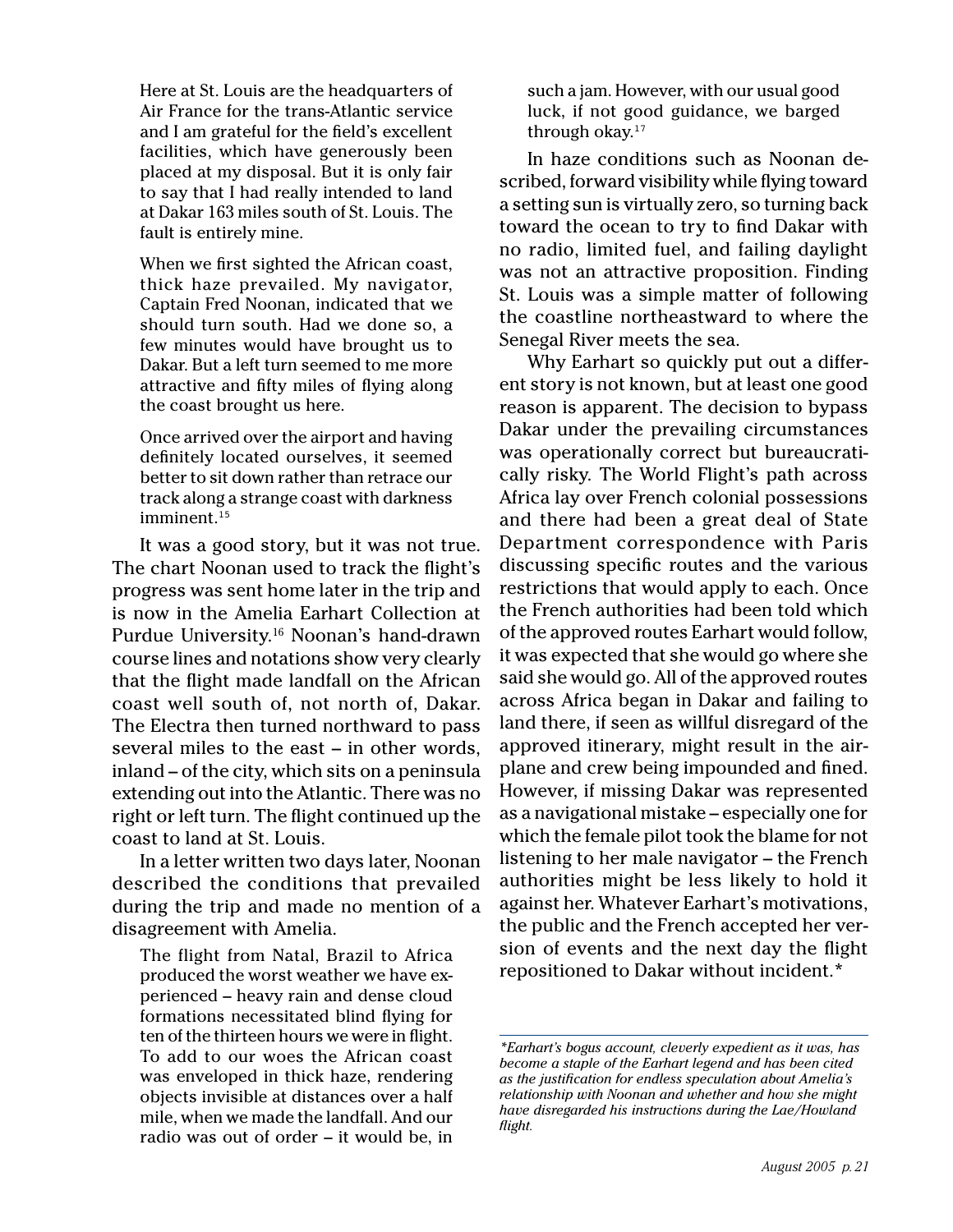> Here at St. Louis are the headquarters of Air France for the trans-Atlantic service and I am grateful for the field's excellent facilities, which have generously been placed at my disposal. But it is only fair to say that I had really intended to land at Dakar 163 miles south of St. Louis. The fault is entirely mine.
>
> When we first sighted the African coast, thick haze prevailed. My navigator, Captain Fred Noonan, indicated that we should turn south. Had we done so, a few minutes would have brought us to Dakar. But a left turn seemed to me more attractive and fifty miles of flying along the coast brought us here.
>
> Once arrived over the airport and having definitely located ourselves, it seemed better to sit down rather than retrace our track along a strange coast with darkness imminent.[15]

It was a good story, but it was not true. The chart Noonan used to track the flight's progress was sent home later in the trip and is now in the Amelia Earhart Collection at Purdue University.[16] Noonan's hand-drawn course lines and notations show very clearly that the flight made landfall on the African coast well south of, not north of, Dakar. The Electra then turned northward to pass several miles to the east – in other words, inland – of the city, which sits on a peninsula extending out into the Atlantic. There was no right or left turn. The flight continued up the coast to land at St. Louis.

In a letter written two days later, Noonan described the conditions that prevailed during the trip and made no mention of a disagreement with Amelia.

> The flight from Natal, Brazil to Africa produced the worst weather we have experienced – heavy rain and dense cloud formations necessitated blind flying for ten of the thirteen hours we were in flight. To add to our woes the African coast was enveloped in thick haze, rendering objects invisible at distances over a half mile, when we made the landfall. And our radio was out of order – it would be, in such a jam. However, with our usual good luck, if not good guidance, we barged through okay.[17]

In haze conditions such as Noonan described, forward visibility while flying toward a setting sun is virtually zero, so turning back toward the ocean to try to find Dakar with no radio, limited fuel, and failing daylight was not an attractive proposition. Finding St. Louis was a simple matter of following the coastline northeastward to where the Senegal River meets the sea.

Why Earhart so quickly put out a different story is not known, but at least one good reason is apparent. The decision to bypass Dakar under the prevailing circumstances was operationally correct but bureaucratically risky. The World Flight's path across Africa lay over French colonial possessions and there had been a great deal of State Department correspondence with Paris discussing specific routes and the various restrictions that would apply to each. Once the French authorities had been told which of the approved routes Earhart would follow, it was expected that she would go where she said she would go. All of the approved routes across Africa began in Dakar and failing to land there, if seen as willful disregard of the approved itinerary, might result in the airplane and crew being impounded and fined. However, if missing Dakar was represented as a navigational mistake – especially one for which the female pilot took the blame for not listening to her male navigator – the French authorities might be less likely to hold it against her. Whatever Earhart's motivations, the public and the French accepted her version of events and the next day the flight repositioned to Dakar without incident.*

---

*\*Earhart's bogus account, cleverly expedient as it was, has become a staple of the Earhart legend and has been cited as the justification for endless speculation about Amelia's relationship with Noonan and whether and how she might have disregarded his instructions during the Lae/Howland flight.*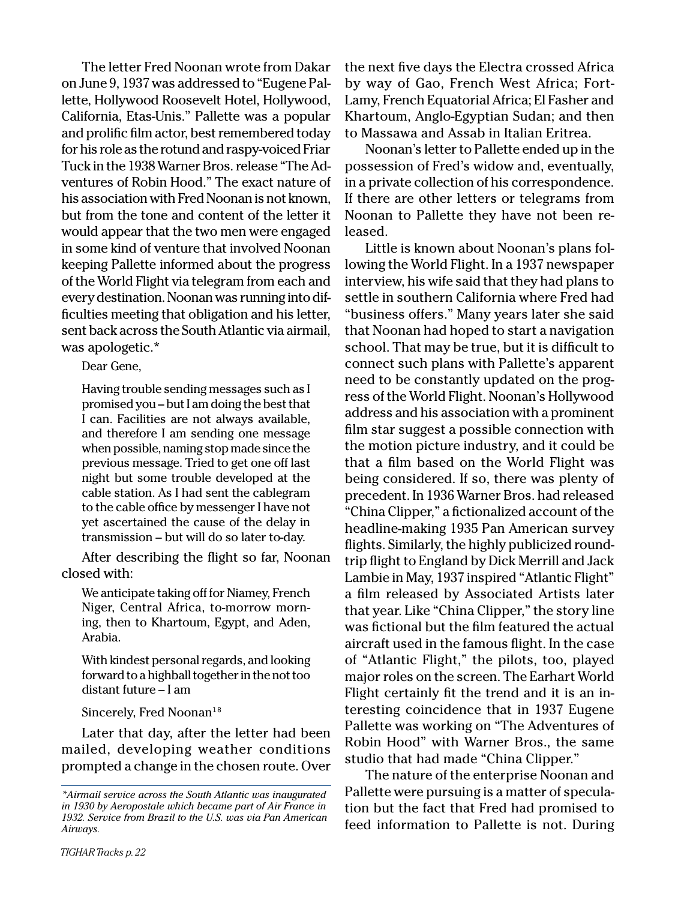The letter Fred Noonan wrote from Dakar on June 9, 1937 was addressed to "Eugene Pallette, Hollywood Roosevelt Hotel, Hollywood, California, Etas-Unis." Pallette was a popular and prolific film actor, best remembered today for his role as the rotund and raspy-voiced Friar Tuck in the 1938 Warner Bros. release "The Adventures of Robin Hood." The exact nature of his association with Fred Noonan is not known, but from the tone and content of the letter it would appear that the two men were engaged in some kind of venture that involved Noonan keeping Pallette informed about the progress of the World Flight via telegram from each and every destination. Noonan was running into difficulties meeting that obligation and his letter, sent back across the South Atlantic via airmail, was apologetic.*

> Dear Gene,
>
> Having trouble sending messages such as I promised you – but I am doing the best that I can. Facilities are not always available, and therefore I am sending one message when possible, naming stop made since the previous message. Tried to get one off last night but some trouble developed at the cable station. As I had sent the cablegram to the cable office by messenger I have not yet ascertained the cause of the delay in transmission – but will do so later to-day.

After describing the flight so far, Noonan closed with:

> We anticipate taking off for Niamey, French Niger, Central Africa, to-morrow morning, then to Khartoum, Egypt, and Aden, Arabia.
>
> With kindest personal regards, and looking forward to a highball together in the not too distant future – I am
>
> Sincerely, Fred Noonan[18]

Later that day, after the letter had been mailed, developing weather conditions prompted a change in the chosen route. Over the next five days the Electra crossed Africa by way of Gao, French West Africa; Fort-Lamy, French Equatorial Africa; El Fasher and Khartoum, Anglo-Egyptian Sudan; and then to Massawa and Assab in Italian Eritrea.

Noonan's letter to Pallette ended up in the possession of Fred's widow and, eventually, in a private collection of his correspondence. If there are other letters or telegrams from Noonan to Pallette they have not been released.

Little is known about Noonan's plans following the World Flight. In a 1937 newspaper interview, his wife said that they had plans to settle in southern California where Fred had "business offers." Many years later she said that Noonan had hoped to start a navigation school. That may be true, but it is difficult to connect such plans with Pallette's apparent need to be constantly updated on the progress of the World Flight. Noonan's Hollywood address and his association with a prominent film star suggest a possible connection with the motion picture industry, and it could be that a film based on the World Flight was being considered. If so, there was plenty of precedent. In 1936 Warner Bros. had released "China Clipper," a fictionalized account of the headline-making 1935 Pan American survey flights. Similarly, the highly publicized round-trip flight to England by Dick Merrill and Jack Lambie in May, 1937 inspired "Atlantic Flight" a film released by Associated Artists later that year. Like "China Clipper," the story line was fictional but the film featured the actual aircraft used in the famous flight. In the case of "Atlantic Flight," the pilots, too, played major roles on the screen. The Earhart World Flight certainly fit the trend and it is an interesting coincidence that in 1937 Eugene Pallette was working on "The Adventures of Robin Hood" with Warner Bros., the same studio that had made "China Clipper."

The nature of the enterprise Noonan and Pallette were pursuing is a matter of speculation but the fact that Fred had promised to feed information to Pallette is not. During

*\*Airmail service across the South Atlantic was inaugurated in 1930 by Aeropostale which became part of Air France in 1932. Service from Brazil to the U.S. was via Pan American Airways.*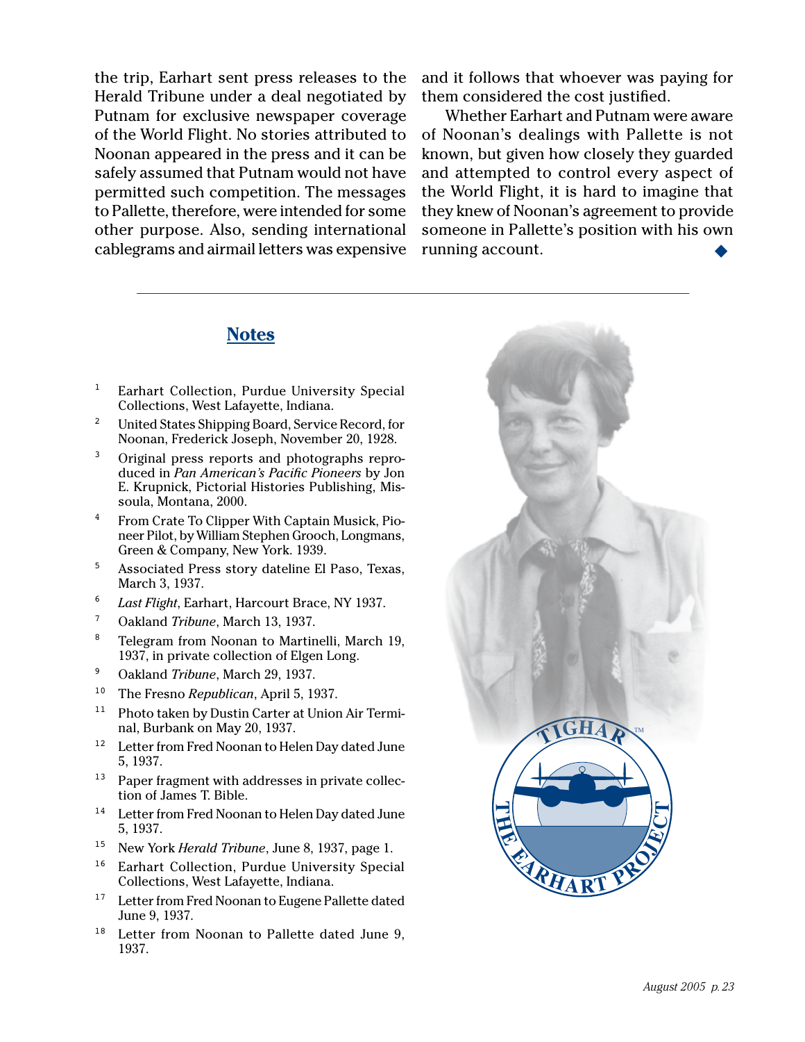the trip, Earhart sent press releases to the Herald Tribune under a deal negotiated by Putnam for exclusive newspaper coverage of the World Flight. No stories attributed to Noonan appeared in the press and it can be safely assumed that Putnam would not have permitted such competition. The messages to Pallette, therefore, were intended for some other purpose. Also, sending international cablegrams and airmail letters was expensive and it follows that whoever was paying for them considered the cost justified.

Whether Earhart and Putnam were aware of Noonan's dealings with Pallette is not known, but given how closely they guarded and attempted to control every aspect of the World Flight, it is hard to imagine that they knew of Noonan's agreement to provide someone in Pallette's position with his own running account. ◆

---

## Notes

1. Earhart Collection, Purdue University Special Collections, West Lafayette, Indiana.
2. United States Shipping Board, Service Record, for Noonan, Frederick Joseph, November 20, 1928.
3. Original press reports and photographs reproduced in *Pan American's Pacific Pioneers* by Jon E. Krupnick, Pictorial Histories Publishing, Missoula, Montana, 2000.
4. From Crate To Clipper With Captain Musick, Pioneer Pilot, by William Stephen Grooch, Longmans, Green & Company, New York. 1939.
5. Associated Press story dateline El Paso, Texas, March 3, 1937.
6. *Last Flight*, Earhart, Harcourt Brace, NY 1937.
7. Oakland *Tribune*, March 13, 1937.
8. Telegram from Noonan to Martinelli, March 19, 1937, in private collection of Elgen Long.
9. Oakland *Tribune*, March 29, 1937.
10. The Fresno *Republican*, April 5, 1937.
11. Photo taken by Dustin Carter at Union Air Terminal, Burbank on May 20, 1937.
12. Letter from Fred Noonan to Helen Day dated June 5, 1937.
13. Paper fragment with addresses in private collection of James T. Bible.
14. Letter from Fred Noonan to Helen Day dated June 5, 1937.
15. New York *Herald Tribune*, June 8, 1937, page 1.
16. Earhart Collection, Purdue University Special Collections, West Lafayette, Indiana.
17. Letter from Fred Noonan to Eugene Pallette dated June 9, 1937.
18. Letter from Noonan to Pallette dated June 9, 1937.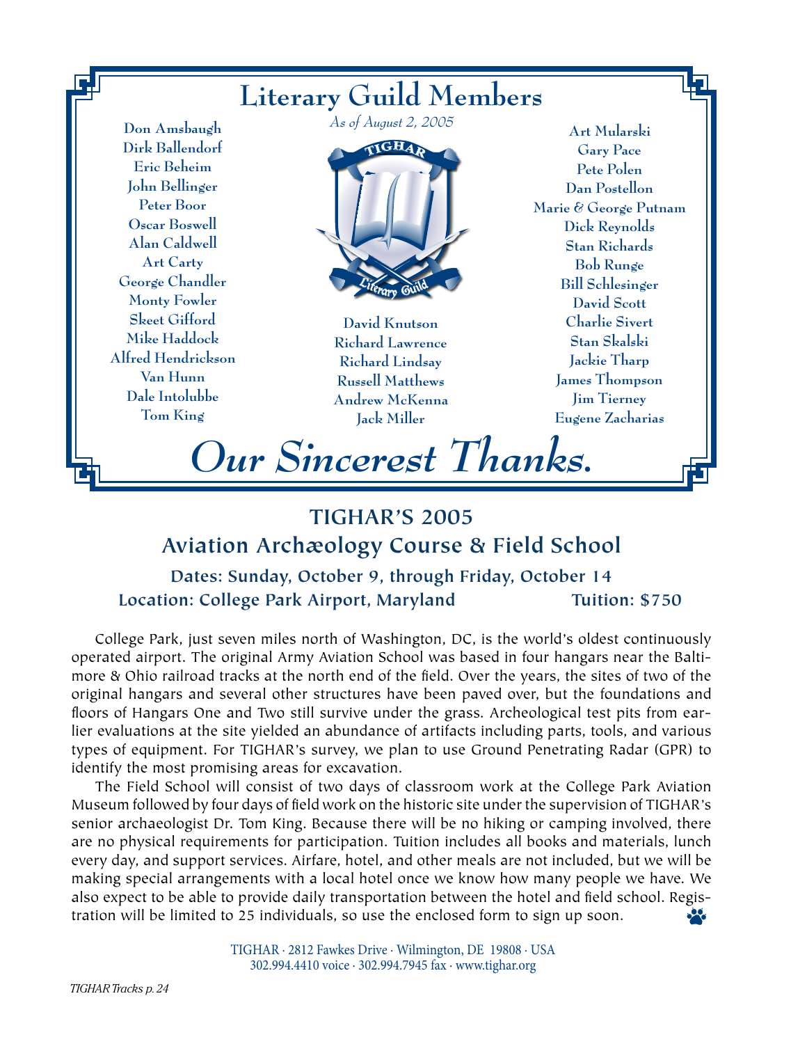# Literary Guild Members

*As of August 2, 2005*

Don Amsbaugh
Dirk Ballendorf
Eric Beheim
John Bellinger
Peter Boor
Oscar Boswell
Alan Caldwell
Art Carty
George Chandler
Monty Fowler
Skeet Gifford
Mike Haddock
Alfred Hendrickson
Van Hunn
Dale Intolubbe
Tom King

David Knutson
Richard Lawrence
Richard Lindsay
Russell Matthews
Andrew McKenna
Jack Miller

Art Mularski
Gary Pace
Pete Polen
Dan Postellon
Marie & George Putnam
Dick Reynolds
Stan Richards
Bob Runge
Bill Schlesinger
David Scott
Charlie Sivert
Stan Skalski
Jackie Tharp
James Thompson
Jim Tierney
Eugene Zacharias

*Our Sincerest Thanks.*

## TIGHAR'S 2005
## Aviation Archæology Course & Field School

**Dates: Sunday, October 9, through Friday, October 14**

**Location: College Park Airport, Maryland** **Tuition: $750**

College Park, just seven miles north of Washington, DC, is the world's oldest continuously operated airport. The original Army Aviation School was based in four hangars near the Baltimore & Ohio railroad tracks at the north end of the field. Over the years, the sites of two of the original hangars and several other structures have been paved over, but the foundations and floors of Hangars One and Two still survive under the grass. Archeological test pits from earlier evaluations at the site yielded an abundance of artifacts including parts, tools, and various types of equipment. For TIGHAR's survey, we plan to use Ground Penetrating Radar (GPR) to identify the most promising areas for excavation.

The Field School will consist of two days of classroom work at the College Park Aviation Museum followed by four days of field work on the historic site under the supervision of TIGHAR's senior archaeologist Dr. Tom King. Because there will be no hiking or camping involved, there are no physical requirements for participation. Tuition includes all books and materials, lunch every day, and support services. Airfare, hotel, and other meals are not included, but we will be making special arrangements with a local hotel once we know how many people we have. We also expect to be able to provide daily transportation between the hotel and field school. Registration will be limited to 25 individuals, so use the enclosed form to sign up soon.

TIGHAR · 2812 Fawkes Drive · Wilmington, DE 19808 · USA
302.994.4410 voice · 302.994.7945 fax · www.tighar.org